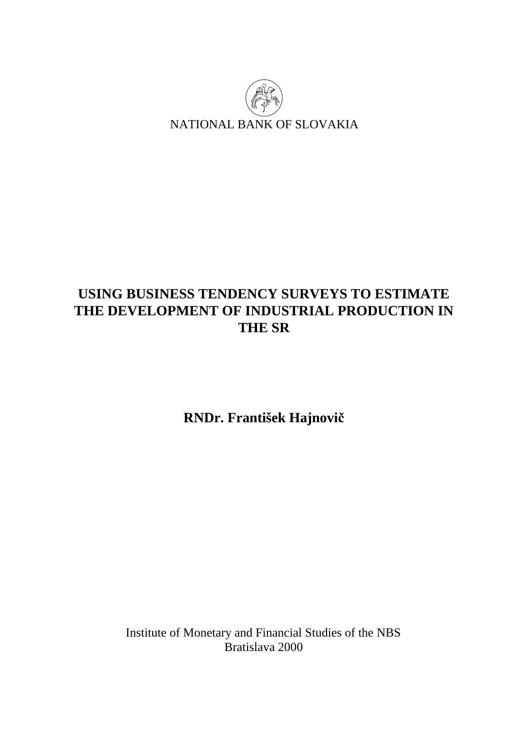NATIONAL BANK OF SLOVAKIA

# USING BUSINESS TENDENCY SURVEYS TO ESTIMATE THE DEVELOPMENT OF INDUSTRIAL PRODUCTION IN THE SR

**RNDr. František Hajnovič**

Institute of Monetary and Financial Studies of the NBS
Bratislava 2000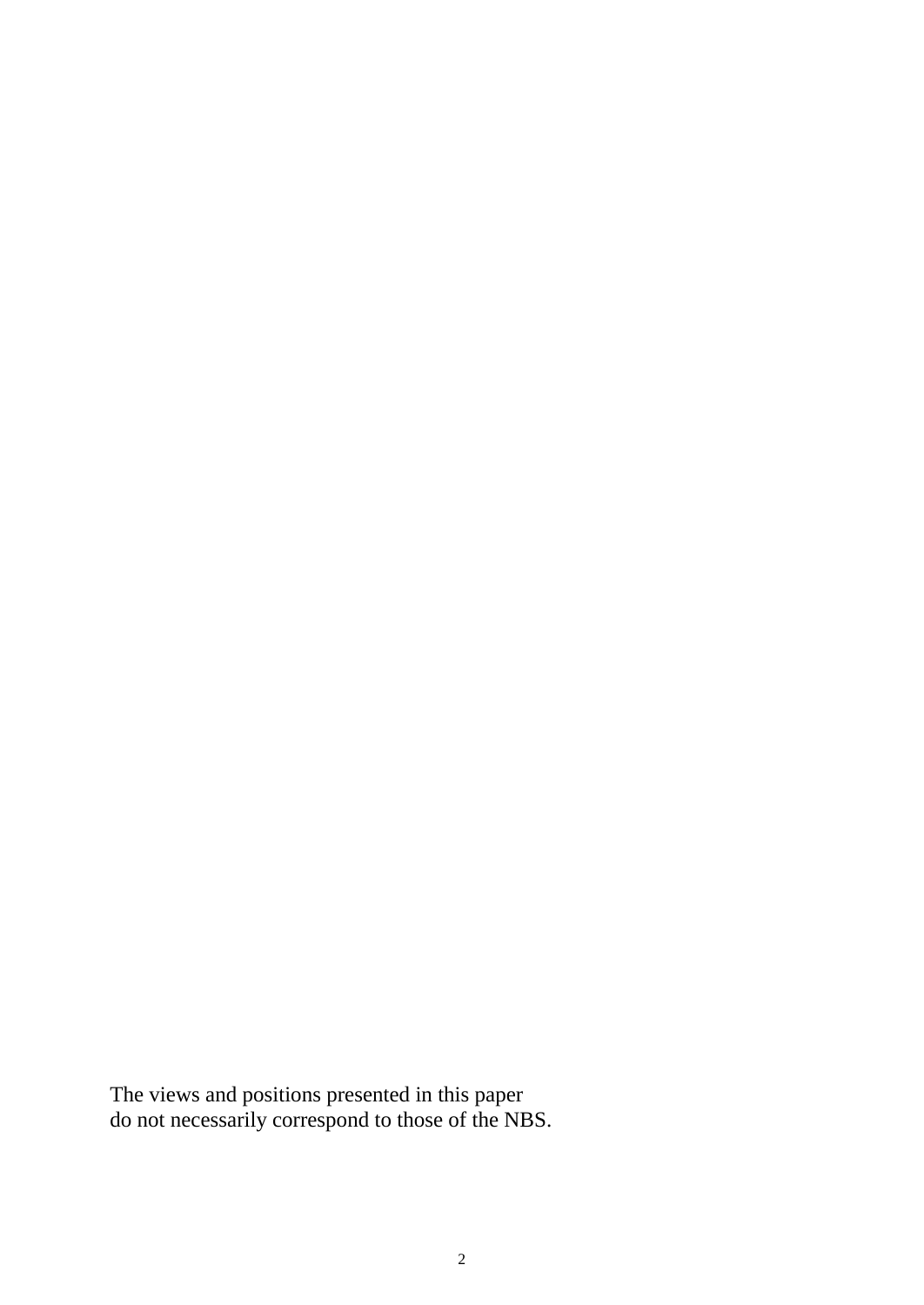The views and positions presented in this paper
do not necessarily correspond to those of the NBS.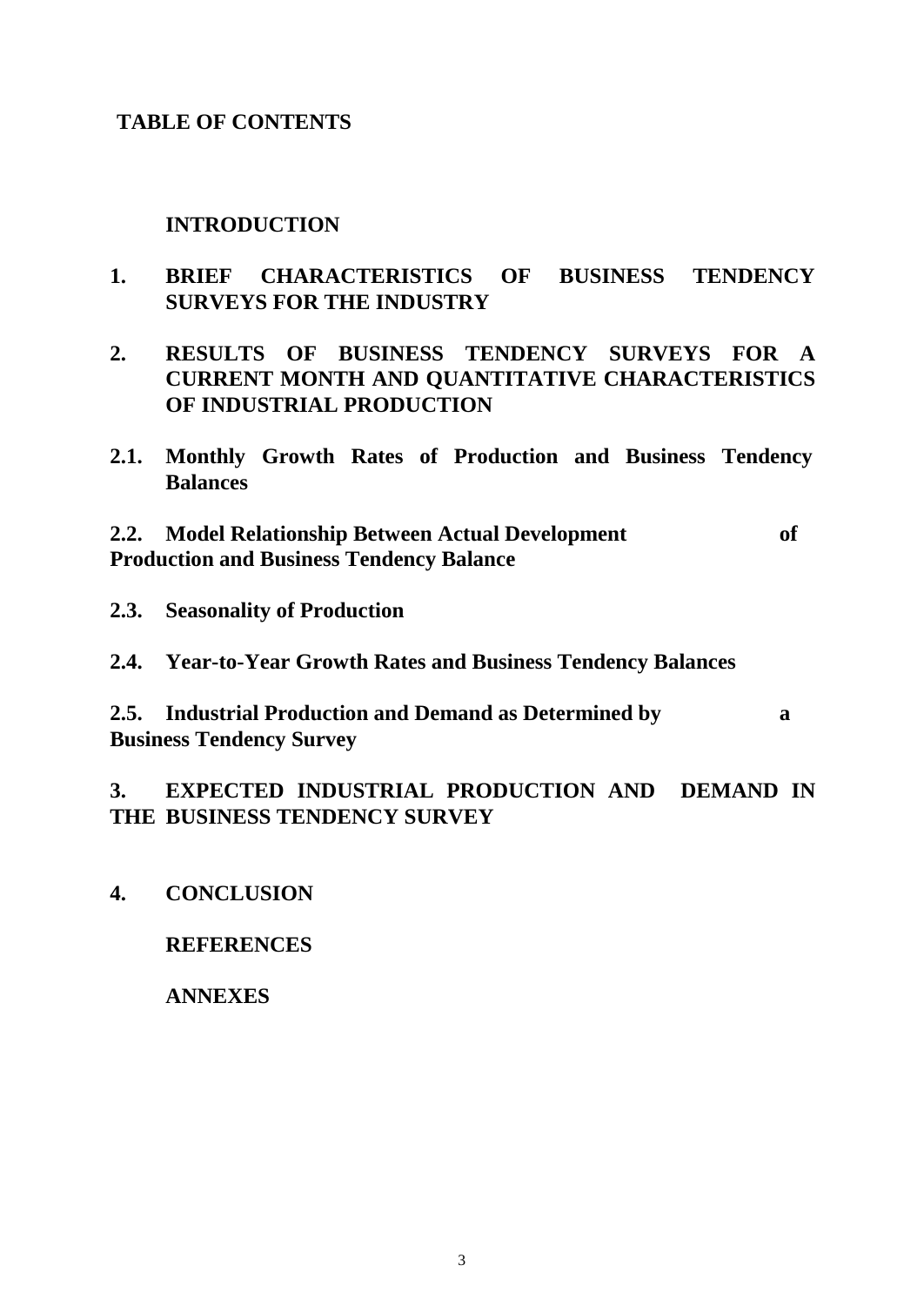# TABLE OF CONTENTS

**INTRODUCTION**

**1. BRIEF CHARACTERISTICS OF BUSINESS TENDENCY SURVEYS FOR THE INDUSTRY**

**2. RESULTS OF BUSINESS TENDENCY SURVEYS FOR A CURRENT MONTH AND QUANTITATIVE CHARACTERISTICS OF INDUSTRIAL PRODUCTION**

**2.1. Monthly Growth Rates of Production and Business Tendency Balances**

**2.2. Model Relationship Between Actual Development of Production and Business Tendency Balance**

**2.3. Seasonality of Production**

**2.4. Year-to-Year Growth Rates and Business Tendency Balances**

**2.5. Industrial Production and Demand as Determined by a Business Tendency Survey**

**3. EXPECTED INDUSTRIAL PRODUCTION AND DEMAND IN THE BUSINESS TENDENCY SURVEY**

**4. CONCLUSION**

**REFERENCES**

**ANNEXES**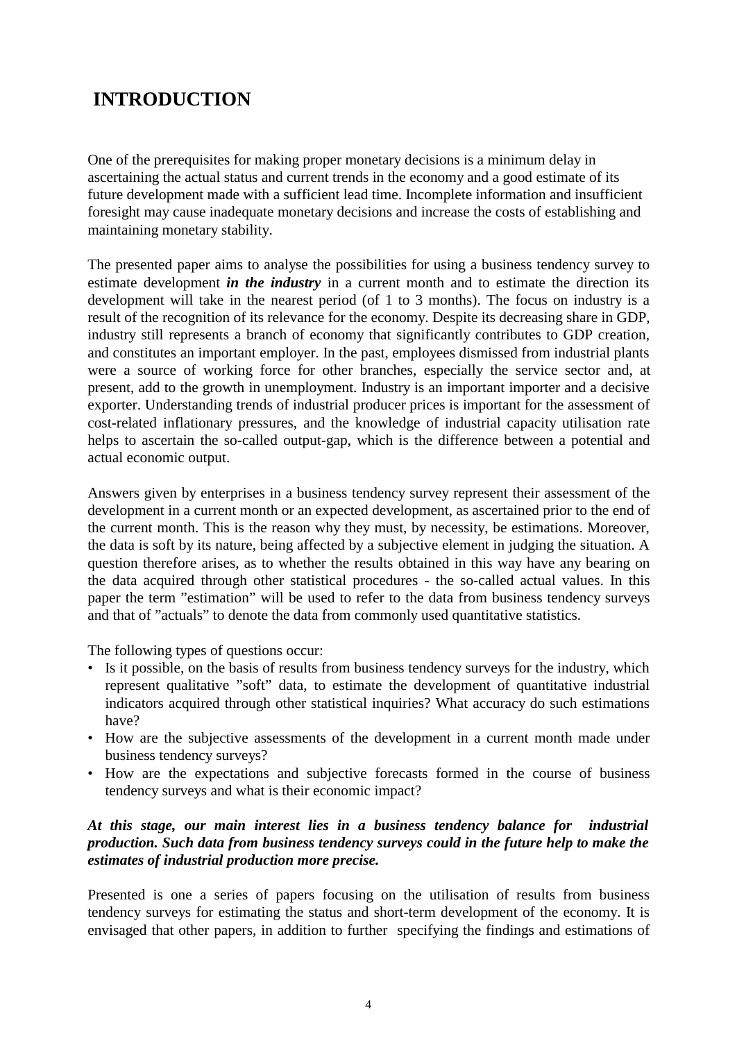# INTRODUCTION

One of the prerequisites for making proper monetary decisions is a minimum delay in ascertaining the actual status and current trends in the economy and a good estimate of its future development made with a sufficient lead time. Incomplete information and insufficient foresight may cause inadequate monetary decisions and increase the costs of establishing and maintaining monetary stability.

The presented paper aims to analyse the possibilities for using a business tendency survey to estimate development ***in the industry*** in a current month and to estimate the direction its development will take in the nearest period (of 1 to 3 months). The focus on industry is a result of the recognition of its relevance for the economy. Despite its decreasing share in GDP, industry still represents a branch of economy that significantly contributes to GDP creation, and constitutes an important employer. In the past, employees dismissed from industrial plants were a source of working force for other branches, especially the service sector and, at present, add to the growth in unemployment. Industry is an important importer and a decisive exporter. Understanding trends of industrial producer prices is important for the assessment of cost-related inflationary pressures, and the knowledge of industrial capacity utilisation rate helps to ascertain the so-called output-gap, which is the difference between a potential and actual economic output.

Answers given by enterprises in a business tendency survey represent their assessment of the development in a current month or an expected development, as ascertained prior to the end of the current month. This is the reason why they must, by necessity, be estimations. Moreover, the data is soft by its nature, being affected by a subjective element in judging the situation. A question therefore arises, as to whether the results obtained in this way have any bearing on the data acquired through other statistical procedures - the so-called actual values. In this paper the term ”estimation” will be used to refer to the data from business tendency surveys and that of ”actuals” to denote the data from commonly used quantitative statistics.

The following types of questions occur:

- Is it possible, on the basis of results from business tendency surveys for the industry, which represent qualitative ”soft” data, to estimate the development of quantitative industrial indicators acquired through other statistical inquiries? What accuracy do such estimations have?
- How are the subjective assessments of the development in a current month made under business tendency surveys?
- How are the expectations and subjective forecasts formed in the course of business tendency surveys and what is their economic impact?

***At this stage, our main interest lies in a business tendency balance for industrial production. Such data from business tendency surveys could in the future help to make the estimates of industrial production more precise.***

Presented is one a series of papers focusing on the utilisation of results from business tendency surveys for estimating the status and short-term development of the economy. It is envisaged that other papers, in addition to further specifying the findings and estimations of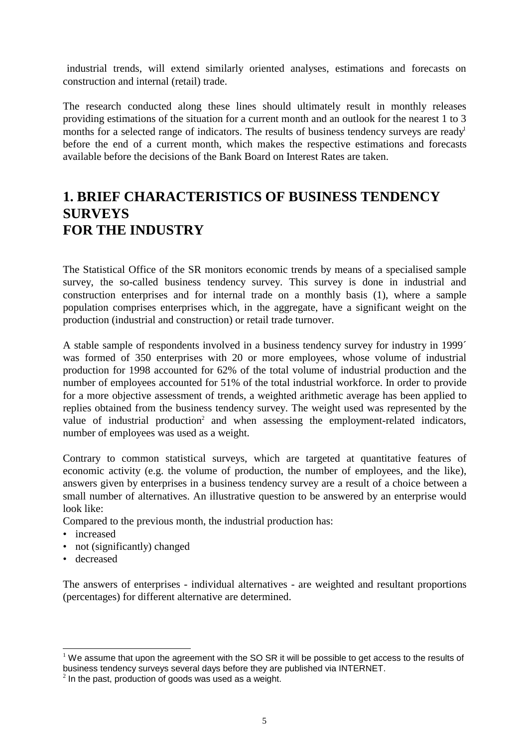industrial trends, will extend similarly oriented analyses, estimations and forecasts on construction and internal (retail) trade.

The research conducted along these lines should ultimately result in monthly releases providing estimations of the situation for a current month and an outlook for the nearest 1 to 3 months for a selected range of indicators. The results of business tendency surveys are ready[1] before the end of a current month, which makes the respective estimations and forecasts available before the decisions of the Bank Board on Interest Rates are taken.

# 1. BRIEF CHARACTERISTICS OF BUSINESS TENDENCY SURVEYS FOR THE INDUSTRY

The Statistical Office of the SR monitors economic trends by means of a specialised sample survey, the so-called business tendency survey. This survey is done in industrial and construction enterprises and for internal trade on a monthly basis (1), where a sample population comprises enterprises which, in the aggregate, have a significant weight on the production (industrial and construction) or retail trade turnover.

A stable sample of respondents involved in a business tendency survey for industry in 1999´ was formed of 350 enterprises with 20 or more employees, whose volume of industrial production for 1998 accounted for 62% of the total volume of industrial production and the number of employees accounted for 51% of the total industrial workforce. In order to provide for a more objective assessment of trends, a weighted arithmetic average has been applied to replies obtained from the business tendency survey. The weight used was represented by the value of industrial production[2] and when assessing the employment-related indicators, number of employees was used as a weight.

Contrary to common statistical surveys, which are targeted at quantitative features of economic activity (e.g. the volume of production, the number of employees, and the like), answers given by enterprises in a business tendency survey are a result of a choice between a small number of alternatives. An illustrative question to be answered by an enterprise would look like:

Compared to the previous month, the industrial production has:

- increased
- not (significantly) changed
- decreased

The answers of enterprises - individual alternatives - are weighted and resultant proportions (percentages) for different alternative are determined.

---

[1] We assume that upon the agreement with the SO SR it will be possible to get access to the results of business tendency surveys several days before they are published via INTERNET.

[2] In the past, production of goods was used as a weight.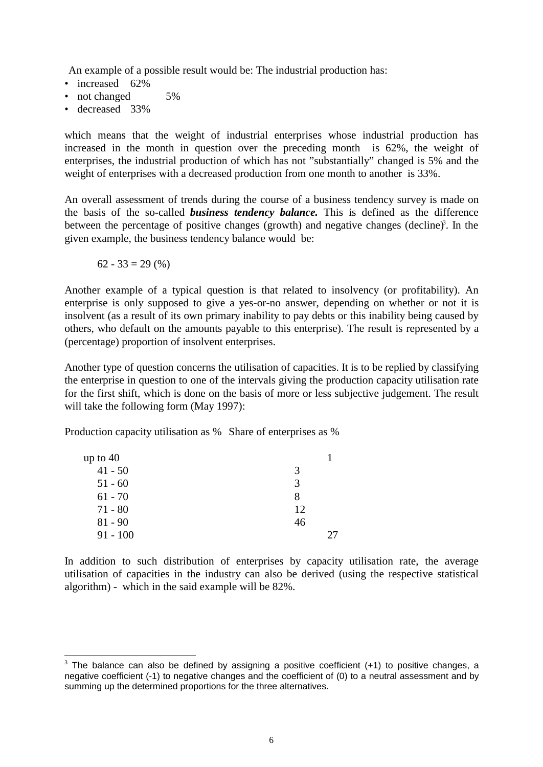An example of a possible result would be: The industrial production has:

- increased 62%
- not changed 5%
- decreased 33%

which means that the weight of industrial enterprises whose industrial production has increased in the month in question over the preceding month is 62%, the weight of enterprises, the industrial production of which has not "substantially" changed is 5% and the weight of enterprises with a decreased production from one month to another is 33%.

An overall assessment of trends during the course of a business tendency survey is made on the basis of the so-called ***business tendency balance.*** This is defined as the difference between the percentage of positive changes (growth) and negative changes (decline)[3]. In the given example, the business tendency balance would be:

62 - 33 = 29 (%)

Another example of a typical question is that related to insolvency (or profitability). An enterprise is only supposed to give a yes-or-no answer, depending on whether or not it is insolvent (as a result of its own primary inability to pay debts or this inability being caused by others, who default on the amounts payable to this enterprise). The result is represented by a (percentage) proportion of insolvent enterprises.

Another type of question concerns the utilisation of capacities. It is to be replied by classifying the enterprise in question to one of the intervals giving the production capacity utilisation rate for the first shift, which is done on the basis of more or less subjective judgement. The result will take the following form (May 1997):

| Production capacity utilisation as % | Share of enterprises as % |
|---|---|
| up to 40 | 1 |
| 41 - 50 | 3 |
| 51 - 60 | 3 |
| 61 - 70 | 8 |
| 71 - 80 | 12 |
| 81 - 90 | 46 |
| 91 - 100 | 27 |

In addition to such distribution of enterprises by capacity utilisation rate, the average utilisation of capacities in the industry can also be derived (using the respective statistical algorithm) - which in the said example will be 82%.

---

[3] The balance can also be defined by assigning a positive coefficient (+1) to positive changes, a negative coefficient (-1) to negative changes and the coefficient of (0) to a neutral assessment and by summing up the determined proportions for the three alternatives.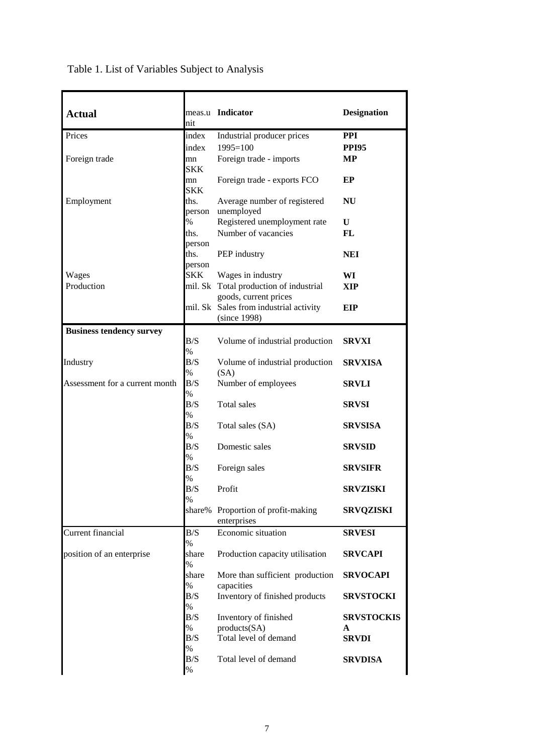Table 1. List of Variables Subject to Analysis

| **Actual** | meas.unit | **Indicator** | **Designation** |
|---|---|---|---|
| Prices | index | Industrial producer prices | **PPI** |
| | index | 1995=100 | **PPI95** |
| Foreign trade | mn SKK | Foreign trade - imports | **MP** |
| | mn SKK | Foreign trade - exports FCO | **EP** |
| Employment | ths. person | Average number of registered unemployed | **NU** |
| | % | Registered unemployment rate | **U** |
| | ths. person | Number of vacancies | **FL** |
| | ths. person | PEP industry | **NEI** |
| Wages | SKK | Wages in industry | **WI** |
| Production | mil. Sk | Total production of industrial goods, current prices | **XIP** |
| | mil. Sk | Sales from industrial activity (since 1998) | **EIP** |
| **Business tendency survey** | B/S % | Volume of industrial production | **SRVXI** |
| Industry | B/S % | Volume of industrial production (SA) | **SRVXISA** |
| Assessment for a current month | B/S % | Number of employees | **SRVLI** |
| | B/S % | Total sales | **SRVSI** |
| | B/S % | Total sales (SA) | **SRVSISA** |
| | B/S % | Domestic sales | **SRVSID** |
| | B/S % | Foreign sales | **SRVSIFR** |
| | B/S % | Profit | **SRVZISKI** |
| | share% | Proportion of profit-making enterprises | **SRVQZISKI** |
| Current financial | B/S % | Economic situation | **SRVESI** |
| position of an enterprise | share % | Production capacity utilisation | **SRVCAPI** |
| | share % | More than sufficient production capacities | **SRVOCAPI** |
| | B/S % | Inventory of finished products | **SRVSTOCKI** |
| | B/S % | Inventory of finished products(SA) | **SRVSTOCKISA** |
| | B/S % | Total level of demand | **SRVDI** |
| | B/S % | Total level of demand | **SRVDISA** |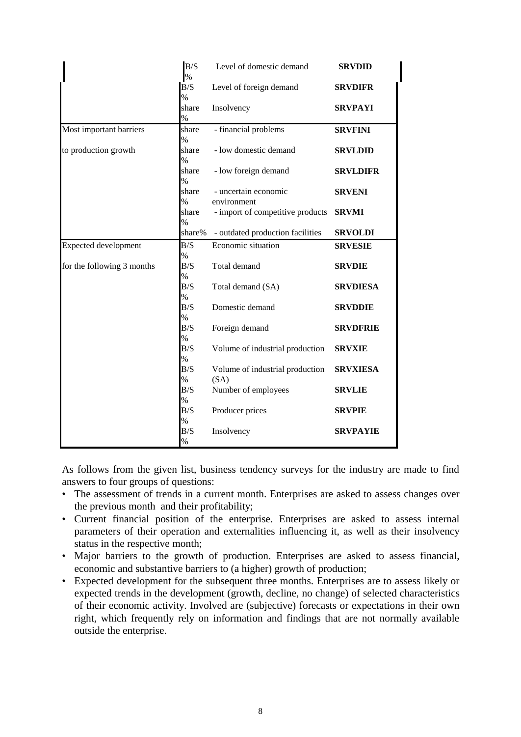| | | | |
|---|---|---|---|
| | B/S % | Level of domestic demand | **SRVDID** |
| | B/S % | Level of foreign demand | **SRVDIFR** |
| | share % | Insolvency | **SRVPAYI** |
| Most important barriers | share % | - financial problems | **SRVFINI** |
| to production growth | share % | - low domestic demand | **SRVLDID** |
| | share % | - low foreign demand | **SRVLDIFR** |
| | share % | - uncertain economic environment | **SRVENI** |
| | share % | - import of competitive products | **SRVMI** |
| | share% | - outdated production facilities | **SRVOLDI** |
| Expected development | B/S % | Economic situation | **SRVESIE** |
| for the following 3 months | B/S % | Total demand | **SRVDIE** |
| | B/S % | Total demand (SA) | **SRVDIESA** |
| | B/S % | Domestic demand | **SRVDDIE** |
| | B/S % | Foreign demand | **SRVDFRIE** |
| | B/S % | Volume of industrial production | **SRVXIE** |
| | B/S % | Volume of industrial production (SA) | **SRVXIESA** |
| | B/S % | Number of employees | **SRVLIE** |
| | B/S % | Producer prices | **SRVPIE** |
| | B/S % | Insolvency | **SRVPAYIE** |

As follows from the given list, business tendency surveys for the industry are made to find answers to four groups of questions:

- The assessment of trends in a current month. Enterprises are asked to assess changes over the previous month and their profitability;
- Current financial position of the enterprise. Enterprises are asked to assess internal parameters of their operation and externalities influencing it, as well as their insolvency status in the respective month;
- Major barriers to the growth of production. Enterprises are asked to assess financial, economic and substantive barriers to (a higher) growth of production;
- Expected development for the subsequent three months. Enterprises are to assess likely or expected trends in the development (growth, decline, no change) of selected characteristics of their economic activity. Involved are (subjective) forecasts or expectations in their own right, which frequently rely on information and findings that are not normally available outside the enterprise.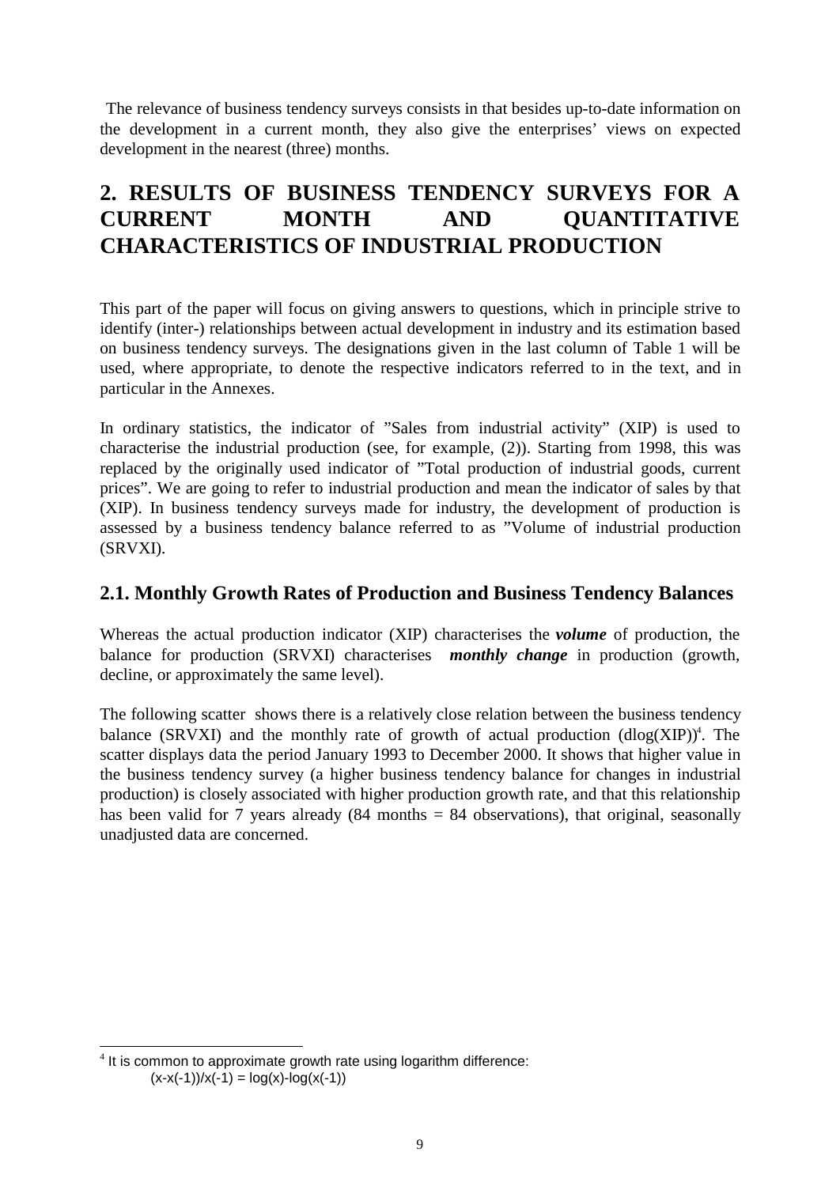The relevance of business tendency surveys consists in that besides up-to-date information on the development in a current month, they also give the enterprises' views on expected development in the nearest (three) months.

# 2. RESULTS OF BUSINESS TENDENCY SURVEYS FOR A CURRENT MONTH AND QUANTITATIVE CHARACTERISTICS OF INDUSTRIAL PRODUCTION

This part of the paper will focus on giving answers to questions, which in principle strive to identify (inter-) relationships between actual development in industry and its estimation based on business tendency surveys. The designations given in the last column of Table 1 will be used, where appropriate, to denote the respective indicators referred to in the text, and in particular in the Annexes.

In ordinary statistics, the indicator of "Sales from industrial activity" (XIP) is used to characterise the industrial production (see, for example, (2)). Starting from 1998, this was replaced by the originally used indicator of "Total production of industrial goods, current prices". We are going to refer to industrial production and mean the indicator of sales by that (XIP). In business tendency surveys made for industry, the development of production is assessed by a business tendency balance referred to as "Volume of industrial production (SRVXI).

## 2.1. Monthly Growth Rates of Production and Business Tendency Balances

Whereas the actual production indicator (XIP) characterises the ***volume*** of production, the balance for production (SRVXI) characterises ***monthly change*** in production (growth, decline, or approximately the same level).

The following scatter shows there is a relatively close relation between the business tendency balance (SRVXI) and the monthly rate of growth of actual production (dlog(XIP))[4]. The scatter displays data the period January 1993 to December 2000. It shows that higher value in the business tendency survey (a higher business tendency balance for changes in industrial production) is closely associated with higher production growth rate, and that this relationship has been valid for 7 years already (84 months = 84 observations), that original, seasonally unadjusted data are concerned.

---

[4] It is common to approximate growth rate using logarithm difference:

$(x\text{-}x(-1))/x(-1) = \log(x)\text{-}\log(x(-1))$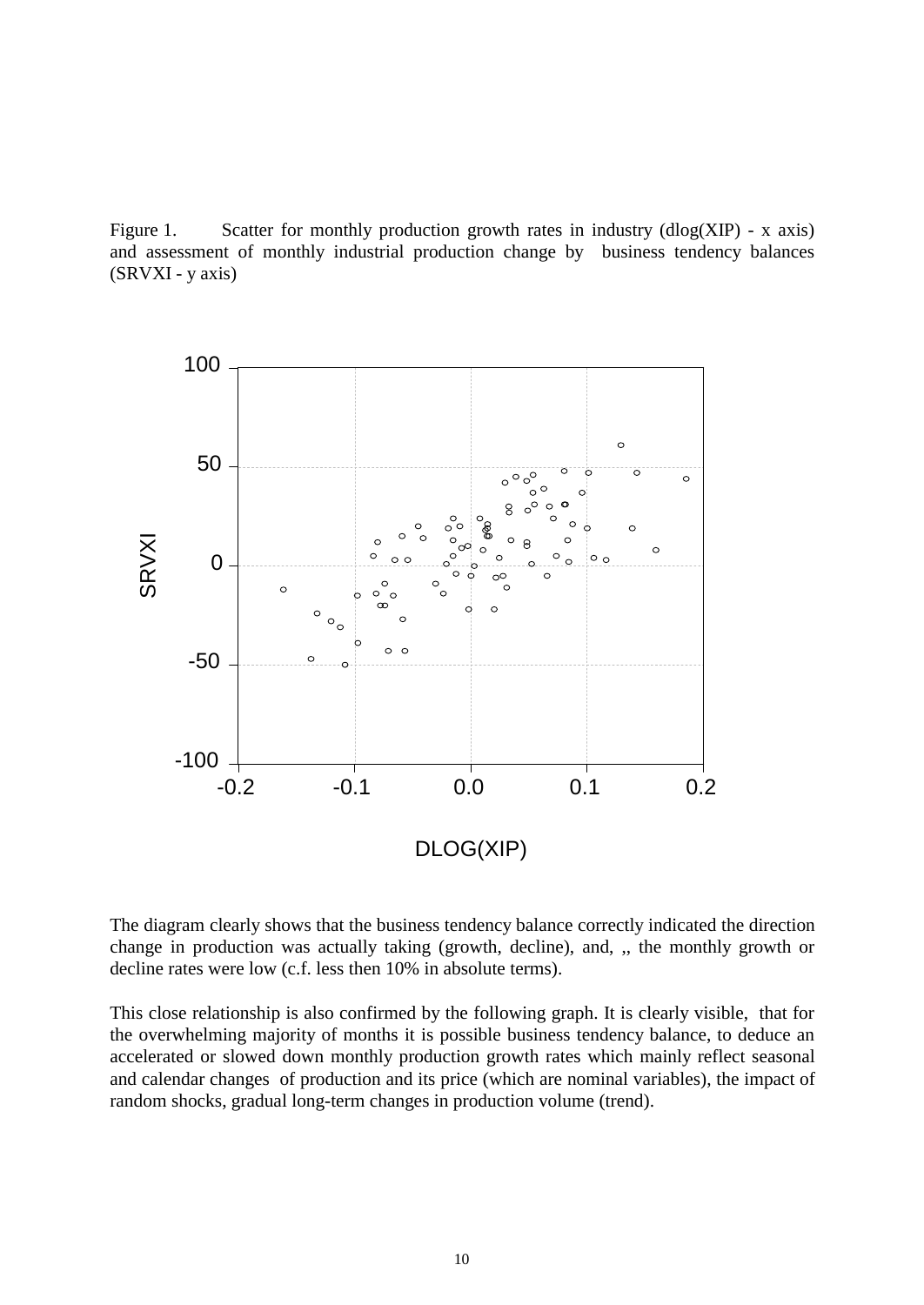Figure 1. Scatter for monthly production growth rates in industry (dlog(XIP) - x axis) and assessment of monthly industrial production change by business tendency balances (SRVXI - y axis)

The diagram clearly shows that the business tendency balance correctly indicated the direction change in production was actually taking (growth, decline), and, ,, the monthly growth or decline rates were low (c.f. less then 10% in absolute terms).

This close relationship is also confirmed by the following graph. It is clearly visible, that for the overwhelming majority of months it is possible business tendency balance, to deduce an accelerated or slowed down monthly production growth rates which mainly reflect seasonal and calendar changes of production and its price (which are nominal variables), the impact of random shocks, gradual long-term changes in production volume (trend).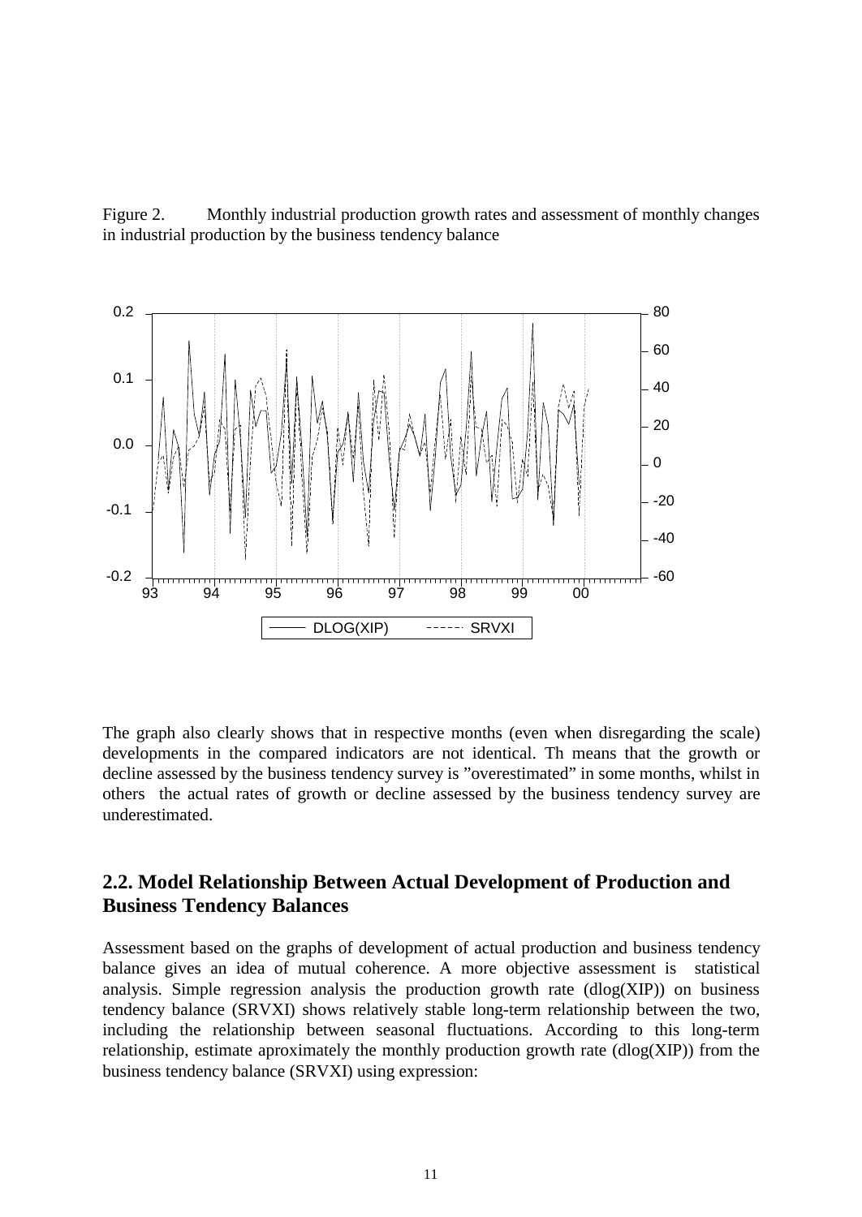Figure 2. Monthly industrial production growth rates and assessment of monthly changes in industrial production by the business tendency balance

The graph also clearly shows that in respective months (even when disregarding the scale) developments in the compared indicators are not identical. Th means that the growth or decline assessed by the business tendency survey is "overestimated" in some months, whilst in others the actual rates of growth or decline assessed by the business tendency survey are underestimated.

## 2.2. Model Relationship Between Actual Development of Production and Business Tendency Balances

Assessment based on the graphs of development of actual production and business tendency balance gives an idea of mutual coherence. A more objective assessment is statistical analysis. Simple regression analysis the production growth rate (dlog(XIP)) on business tendency balance (SRVXI) shows relatively stable long-term relationship between the two, including the relationship between seasonal fluctuations. According to this long-term relationship, estimate aproximately the monthly production growth rate (dlog(XIP)) from the business tendency balance (SRVXI) using expression: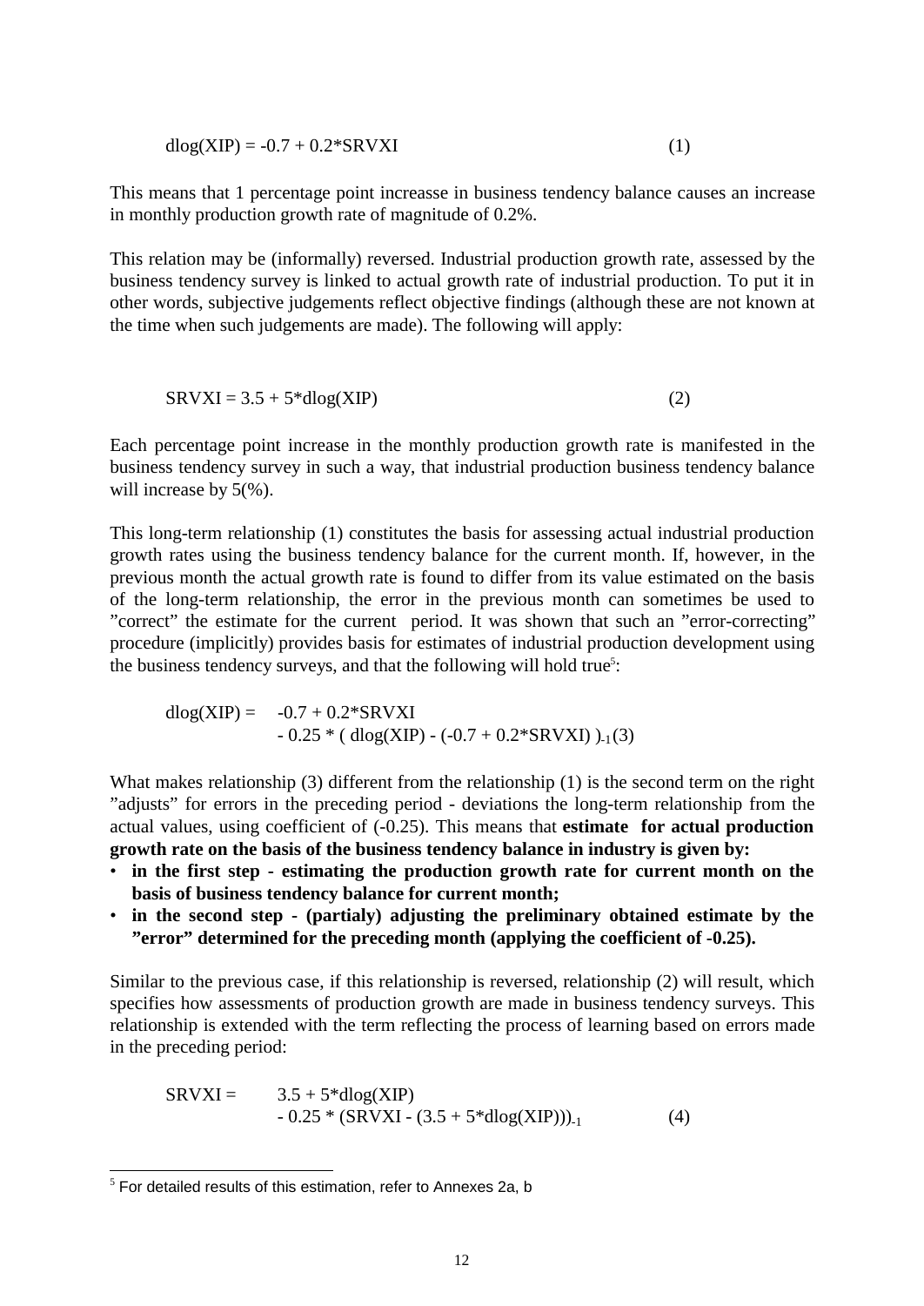$$dlog(XIP) = -0.7 + 0.2*SRVXI \quad (1)$$

This means that 1 percentage point increasse in business tendency balance causes an increase in monthly production growth rate of magnitude of 0.2%.

This relation may be (informally) reversed. Industrial production growth rate, assessed by the business tendency survey is linked to actual growth rate of industrial production. To put it in other words, subjective judgements reflect objective findings (although these are not known at the time when such judgements are made). The following will apply:

$$SRVXI = 3.5 + 5*dlog(XIP) \quad (2)$$

Each percentage point increase in the monthly production growth rate is manifested in the business tendency survey in such a way, that industrial production business tendency balance will increase by 5(%).

This long-term relationship (1) constitutes the basis for assessing actual industrial production growth rates using the business tendency balance for the current month. If, however, in the previous month the actual growth rate is found to differ from its value estimated on the basis of the long-term relationship, the error in the previous month can sometimes be used to "correct" the estimate for the current period. It was shown that such an "error-correcting" procedure (implicitly) provides basis for estimates of industrial production development using the business tendency surveys, and that the following will hold true[5]:

$$dlog(XIP) = -0.7 + 0.2*SRVXI - 0.25 * (\, dlog(XIP) - (-0.7 + 0.2*SRVXI)\, )_{-1} \quad (3)$$

What makes relationship (3) different from the relationship (1) is the second term on the right "adjusts" for errors in the preceding period - deviations the long-term relationship from the actual values, using coefficient of (-0.25). This means that **estimate for actual production growth rate on the basis of the business tendency balance in industry is given by:**

- **in the first step - estimating the production growth rate for current month on the basis of business tendency balance for current month;**
- **in the second step - (partialy) adjusting the preliminary obtained estimate by the "error" determined for the preceding month (applying the coefficient of -0.25).**

Similar to the previous case, if this relationship is reversed, relationship (2) will result, which specifies how assessments of production growth are made in business tendency surveys. This relationship is extended with the term reflecting the process of learning based on errors made in the preceding period:

$$SRVXI = 3.5 + 5*dlog(XIP) - 0.25 * (SRVXI - (3.5 + 5*dlog(XIP)))_{-1} \quad (4)$$

---

[5] For detailed results of this estimation, refer to Annexes 2a, b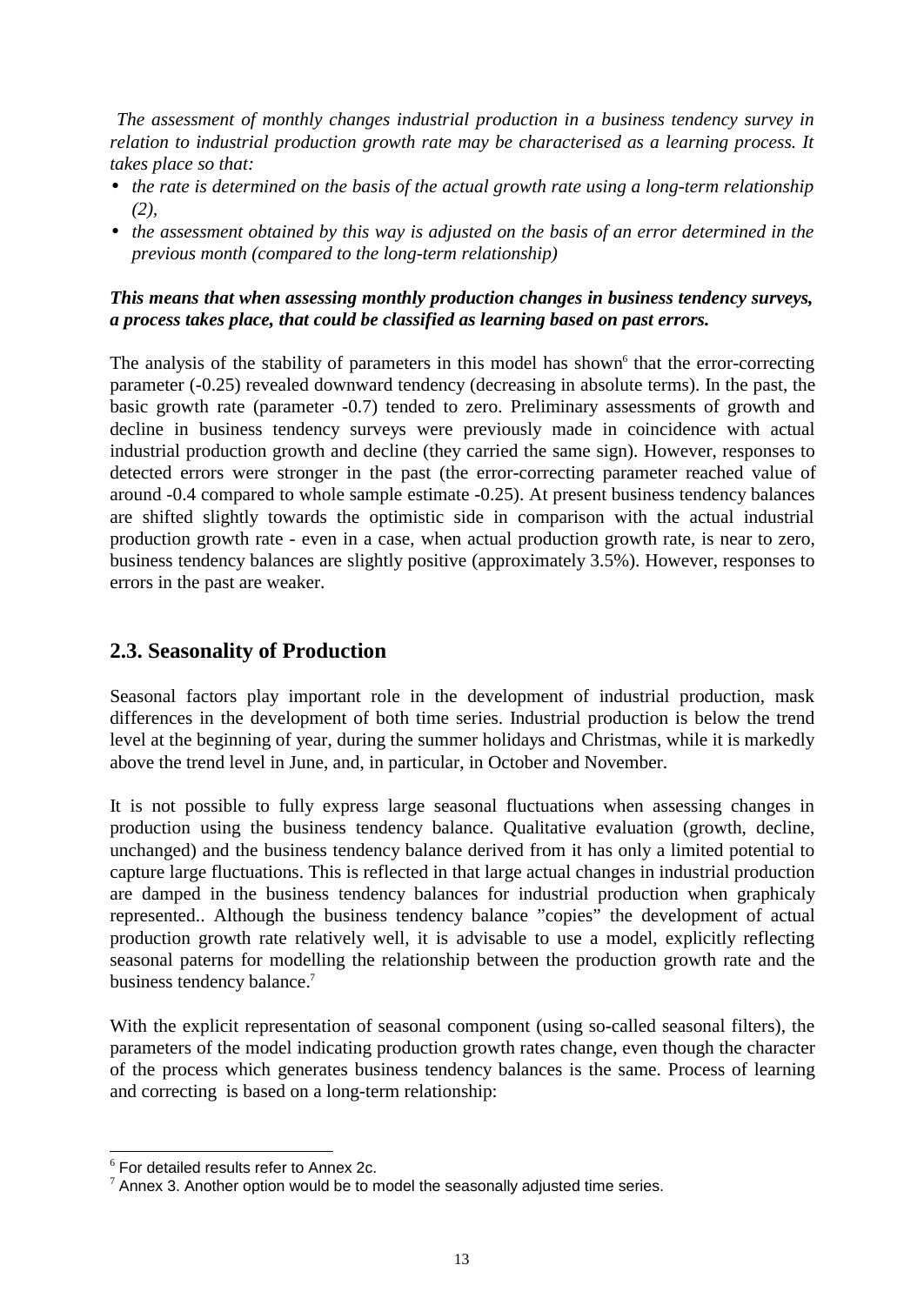*The assessment of monthly changes industrial production in a business tendency survey in relation to industrial production growth rate may be characterised as a learning process. It takes place so that:*

- *the rate is determined on the basis of the actual growth rate using a long-term relationship (2),*
- *the assessment obtained by this way is adjusted on the basis of an error determined in the previous month (compared to the long-term relationship)*

***This means that when assessing monthly production changes in business tendency surveys, a process takes place, that could be classified as learning based on past errors.***

The analysis of the stability of parameters in this model has shown[6] that the error-correcting parameter (-0.25) revealed downward tendency (decreasing in absolute terms). In the past, the basic growth rate (parameter -0.7) tended to zero. Preliminary assessments of growth and decline in business tendency surveys were previously made in coincidence with actual industrial production growth and decline (they carried the same sign). However, responses to detected errors were stronger in the past (the error-correcting parameter reached value of around -0.4 compared to whole sample estimate -0.25). At present business tendency balances are shifted slightly towards the optimistic side in comparison with the actual industrial production growth rate - even in a case, when actual production growth rate, is near to zero, business tendency balances are slightly positive (approximately 3.5%). However, responses to errors in the past are weaker.

## 2.3. Seasonality of Production

Seasonal factors play important role in the development of industrial production, mask differences in the development of both time series. Industrial production is below the trend level at the beginning of year, during the summer holidays and Christmas, while it is markedly above the trend level in June, and, in particular, in October and November.

It is not possible to fully express large seasonal fluctuations when assessing changes in production using the business tendency balance. Qualitative evaluation (growth, decline, unchanged) and the business tendency balance derived from it has only a limited potential to capture large fluctuations. This is reflected in that large actual changes in industrial production are damped in the business tendency balances for industrial production when graphicaly represented.. Although the business tendency balance "copies" the development of actual production growth rate relatively well, it is advisable to use a model, explicitly reflecting seasonal paterns for modelling the relationship between the production growth rate and the business tendency balance.[7]

With the explicit representation of seasonal component (using so-called seasonal filters), the parameters of the model indicating production growth rates change, even though the character of the process which generates business tendency balances is the same. Process of learning and correcting is based on a long-term relationship:

---

[6] For detailed results refer to Annex 2c.

[7] Annex 3. Another option would be to model the seasonally adjusted time series.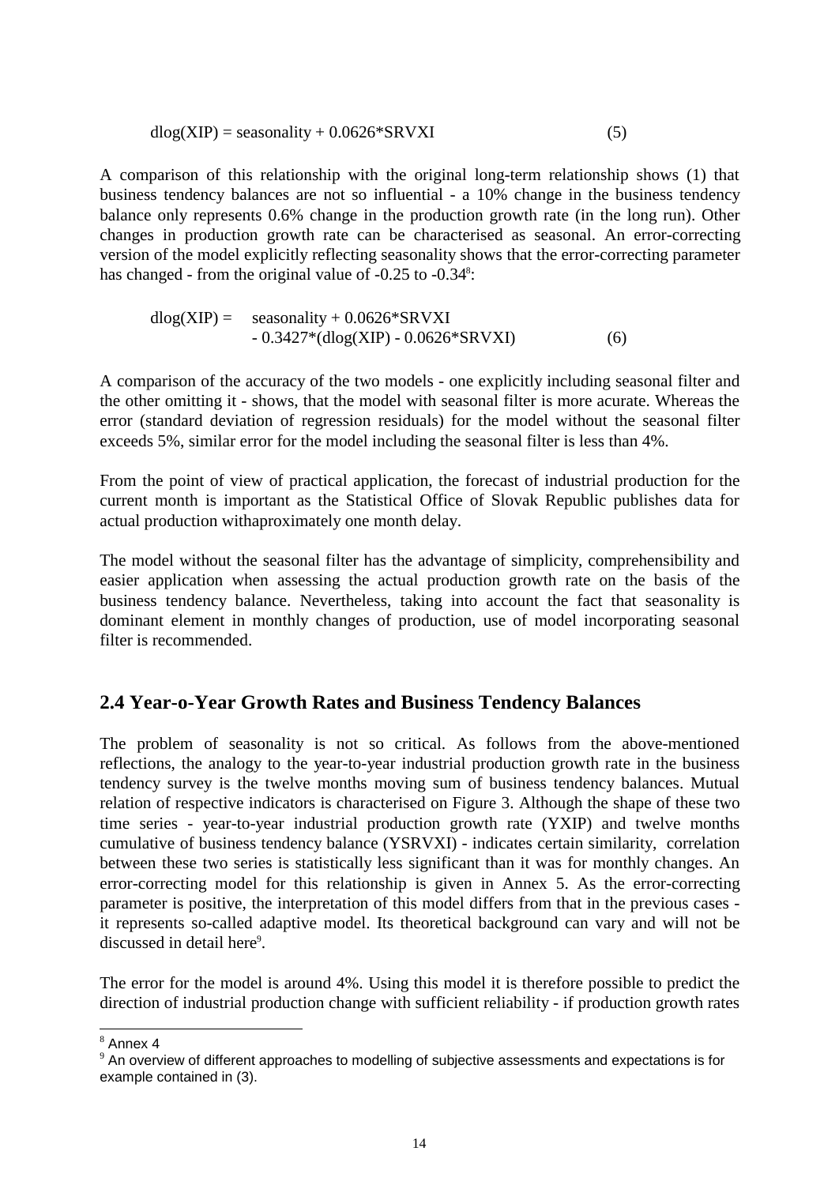$$\text{dlog(XIP)} = \text{seasonality} + 0.0626*\text{SRVXI} \qquad (5)$$

A comparison of this relationship with the original long-term relationship shows (1) that business tendency balances are not so influential - a 10% change in the business tendency balance only represents 0.6% change in the production growth rate (in the long run). Other changes in production growth rate can be characterised as seasonal. An error-correcting version of the model explicitly reflecting seasonality shows that the error-correcting parameter has changed - from the original value of -0.25 to -0.34[8]:

$$\begin{aligned}\text{dlog(XIP)} = \; & \text{seasonality} + 0.0626*\text{SRVXI} \\ & - 0.3427*(\text{dlog(XIP)} - 0.0626*\text{SRVXI}) \qquad (6)\end{aligned}$$

A comparison of the accuracy of the two models - one explicitly including seasonal filter and the other omitting it - shows, that the model with seasonal filter is more acurate. Whereas the error (standard deviation of regression residuals) for the model without the seasonal filter exceeds 5%, similar error for the model including the seasonal filter is less than 4%.

From the point of view of practical application, the forecast of industrial production for the current month is important as the Statistical Office of Slovak Republic publishes data for actual production withaproximately one month delay.

The model without the seasonal filter has the advantage of simplicity, comprehensibility and easier application when assessing the actual production growth rate on the basis of the business tendency balance. Nevertheless, taking into account the fact that seasonality is dominant element in monthly changes of production, use of model incorporating seasonal filter is recommended.

## 2.4 Year-o-Year Growth Rates and Business Tendency Balances

The problem of seasonality is not so critical. As follows from the above-mentioned reflections, the analogy to the year-to-year industrial production growth rate in the business tendency survey is the twelve months moving sum of business tendency balances. Mutual relation of respective indicators is characterised on Figure 3. Although the shape of these two time series - year-to-year industrial production growth rate (YXIP) and twelve months cumulative of business tendency balance (YSRVXI) - indicates certain similarity, correlation between these two series is statistically less significant than it was for monthly changes. An error-correcting model for this relationship is given in Annex 5. As the error-correcting parameter is positive, the interpretation of this model differs from that in the previous cases - it represents so-called adaptive model. Its theoretical background can vary and will not be discussed in detail here[9].

The error for the model is around 4%. Using this model it is therefore possible to predict the direction of industrial production change with sufficient reliability - if production growth rates

---

[8] Annex 4

[9] An overview of different approaches to modelling of subjective assessments and expectations is for example contained in (3).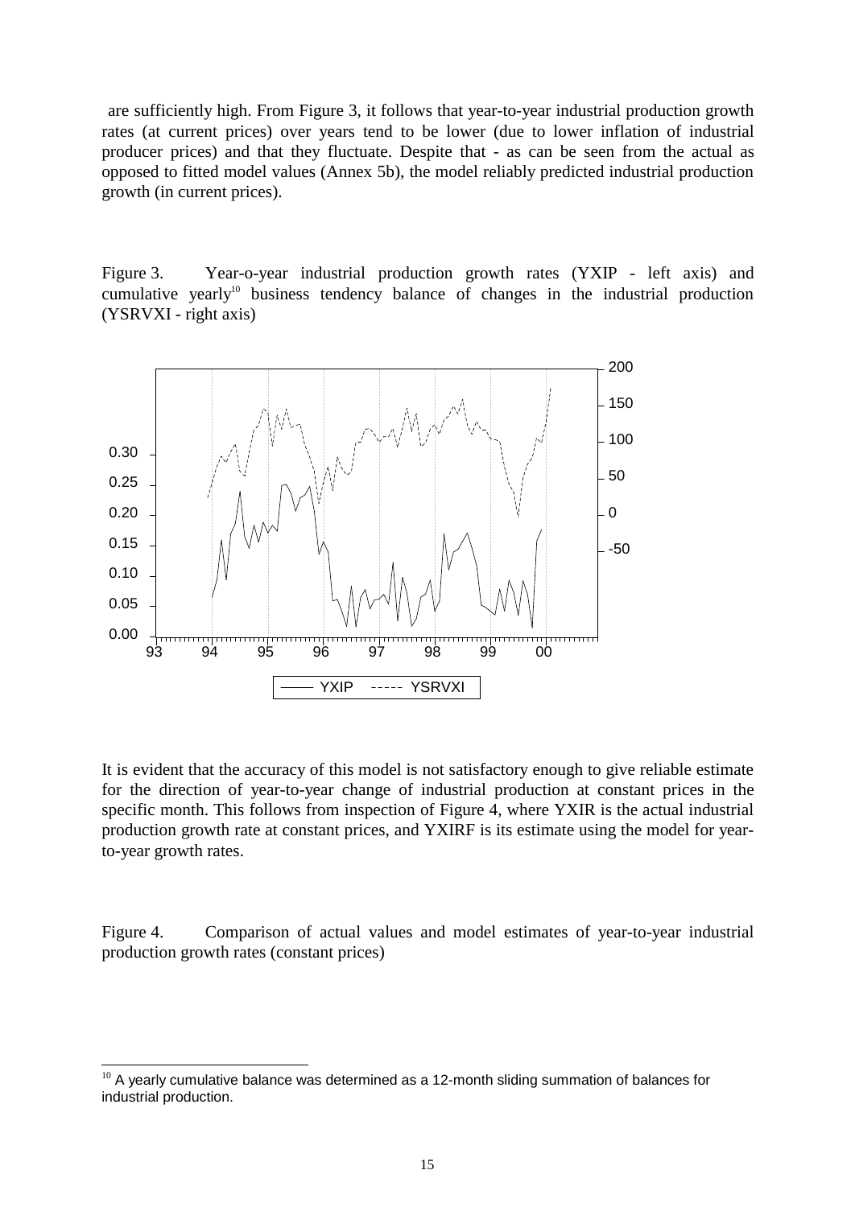are sufficiently high. From Figure 3, it follows that year-to-year industrial production growth rates (at current prices) over years tend to be lower (due to lower inflation of industrial producer prices) and that they fluctuate. Despite that - as can be seen from the actual as opposed to fitted model values (Annex 5b), the model reliably predicted industrial production growth (in current prices).

Figure 3. Year-o-year industrial production growth rates (YXIP - left axis) and cumulative yearly[10] business tendency balance of changes in the industrial production (YSRVXI - right axis)

It is evident that the accuracy of this model is not satisfactory enough to give reliable estimate for the direction of year-to-year change of industrial production at constant prices in the specific month. This follows from inspection of Figure 4, where YXIR is the actual industrial production growth rate at constant prices, and YXIRF is its estimate using the model for year-to-year growth rates.

Figure 4. Comparison of actual values and model estimates of year-to-year industrial production growth rates (constant prices)

[10] A yearly cumulative balance was determined as a 12-month sliding summation of balances for industrial production.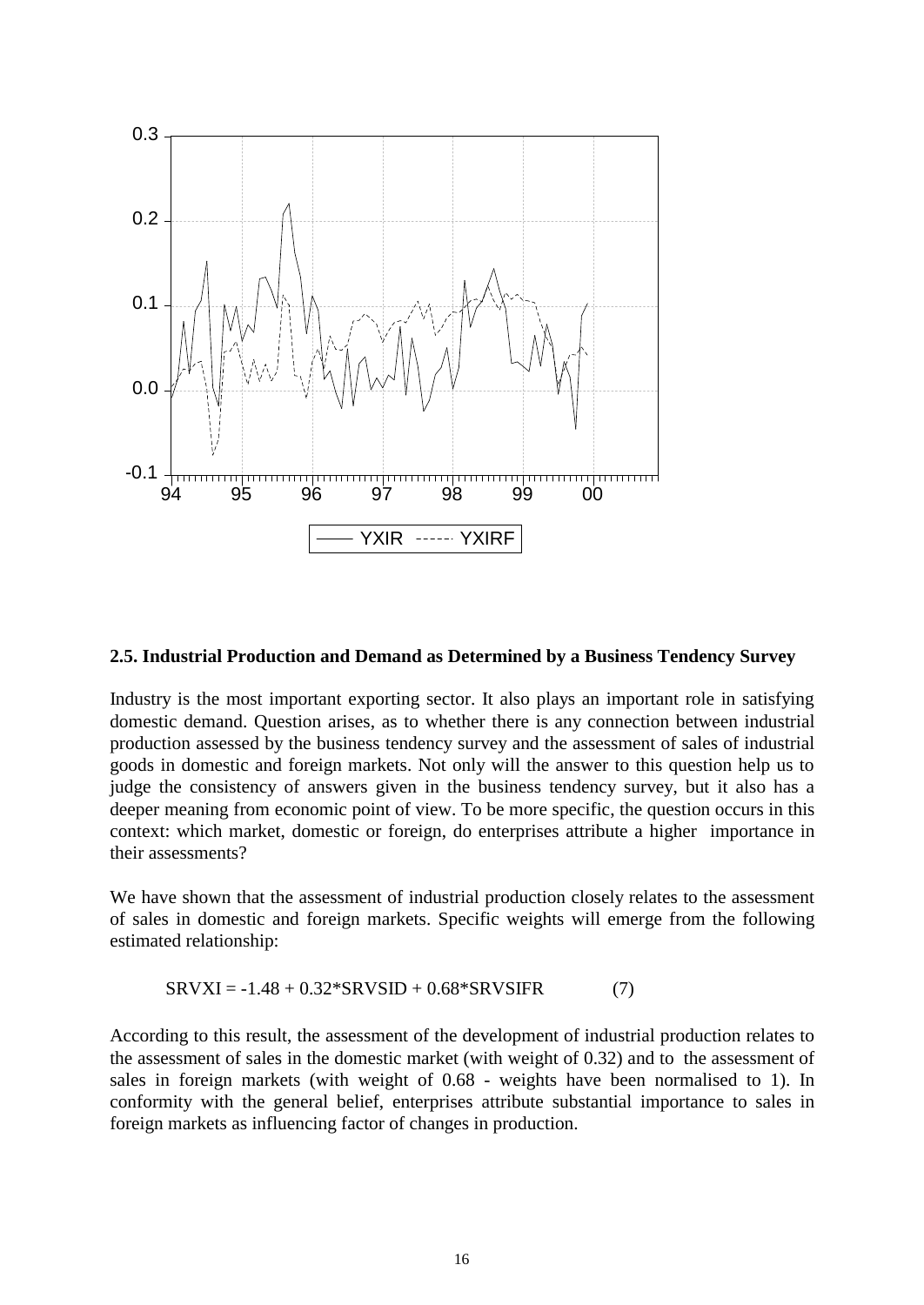## 2.5. Industrial Production and Demand as Determined by a Business Tendency Survey

Industry is the most important exporting sector. It also plays an important role in satisfying domestic demand. Question arises, as to whether there is any connection between industrial production assessed by the business tendency survey and the assessment of sales of industrial goods in domestic and foreign markets. Not only will the answer to this question help us to judge the consistency of answers given in the business tendency survey, but it also has a deeper meaning from economic point of view. To be more specific, the question occurs in this context: which market, domestic or foreign, do enterprises attribute a higher importance in their assessments?

We have shown that the assessment of industrial production closely relates to the assessment of sales in domestic and foreign markets. Specific weights will emerge from the following estimated relationship:

$$SRVXI = -1.48 + 0.32*SRVSID + 0.68*SRVSIFR \qquad (7)$$

According to this result, the assessment of the development of industrial production relates to the assessment of sales in the domestic market (with weight of 0.32) and to the assessment of sales in foreign markets (with weight of 0.68 - weights have been normalised to 1). In conformity with the general belief, enterprises attribute substantial importance to sales in foreign markets as influencing factor of changes in production.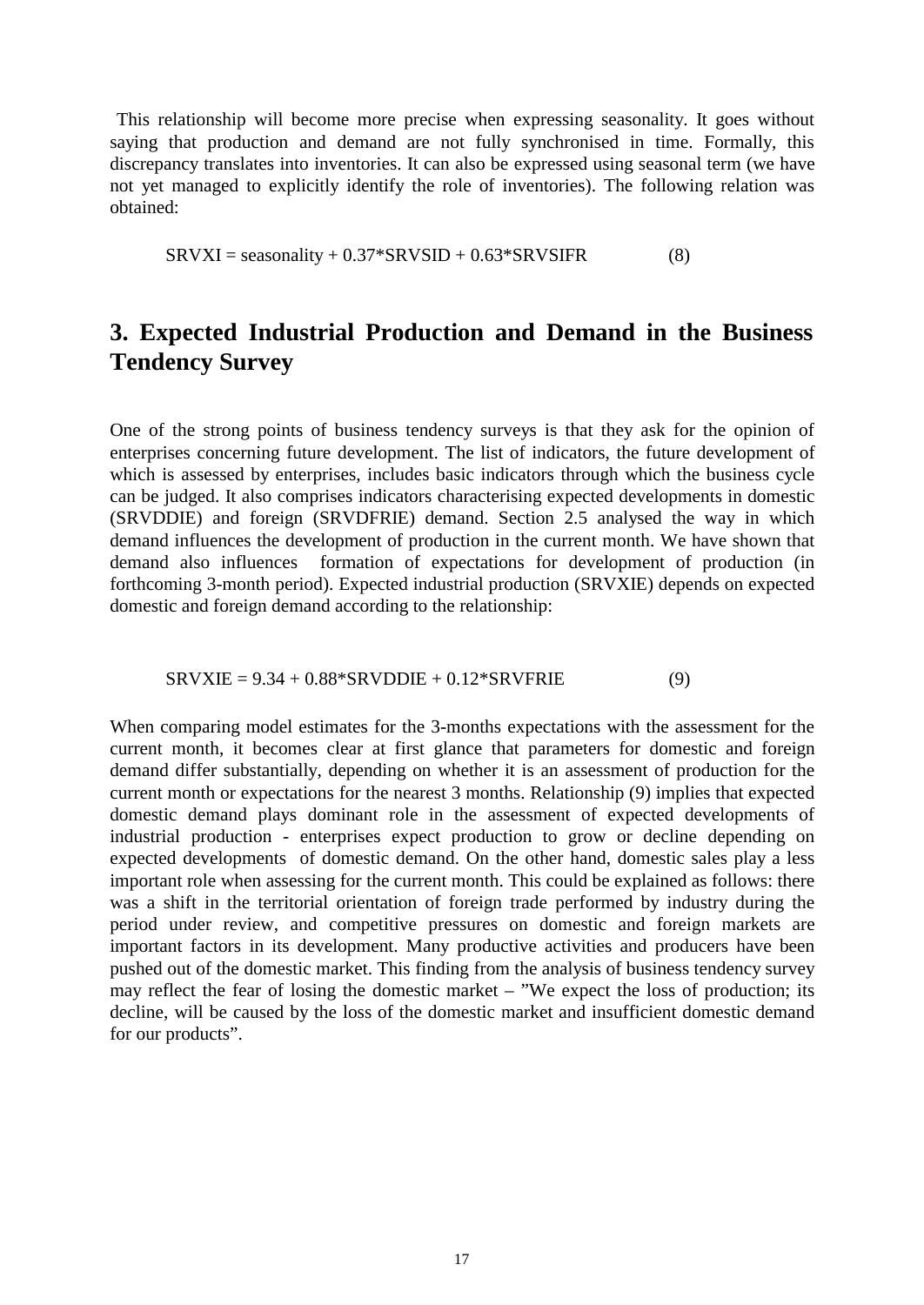This relationship will become more precise when expressing seasonality. It goes without saying that production and demand are not fully synchronised in time. Formally, this discrepancy translates into inventories. It can also be expressed using seasonal term (we have not yet managed to explicitly identify the role of inventories). The following relation was obtained:

$$SRVXI = seasonality + 0.37*SRVSID + 0.63*SRVSIFR \qquad (8)$$

## 3. Expected Industrial Production and Demand in the Business Tendency Survey

One of the strong points of business tendency surveys is that they ask for the opinion of enterprises concerning future development. The list of indicators, the future development of which is assessed by enterprises, includes basic indicators through which the business cycle can be judged. It also comprises indicators characterising expected developments in domestic (SRVDDIE) and foreign (SRVDFRIE) demand. Section 2.5 analysed the way in which demand influences the development of production in the current month. We have shown that demand also influences formation of expectations for development of production (in forthcoming 3-month period). Expected industrial production (SRVXIE) depends on expected domestic and foreign demand according to the relationship:

$$SRVXIE = 9.34 + 0.88*SRVDDIE + 0.12*SRVFRIE \qquad (9)$$

When comparing model estimates for the 3-months expectations with the assessment for the current month, it becomes clear at first glance that parameters for domestic and foreign demand differ substantially, depending on whether it is an assessment of production for the current month or expectations for the nearest 3 months. Relationship (9) implies that expected domestic demand plays dominant role in the assessment of expected developments of industrial production - enterprises expect production to grow or decline depending on expected developments of domestic demand. On the other hand, domestic sales play a less important role when assessing for the current month. This could be explained as follows: there was a shift in the territorial orientation of foreign trade performed by industry during the period under review, and competitive pressures on domestic and foreign markets are important factors in its development. Many productive activities and producers have been pushed out of the domestic market. This finding from the analysis of business tendency survey may reflect the fear of losing the domestic market – ”We expect the loss of production; its decline, will be caused by the loss of the domestic market and insufficient domestic demand for our products”.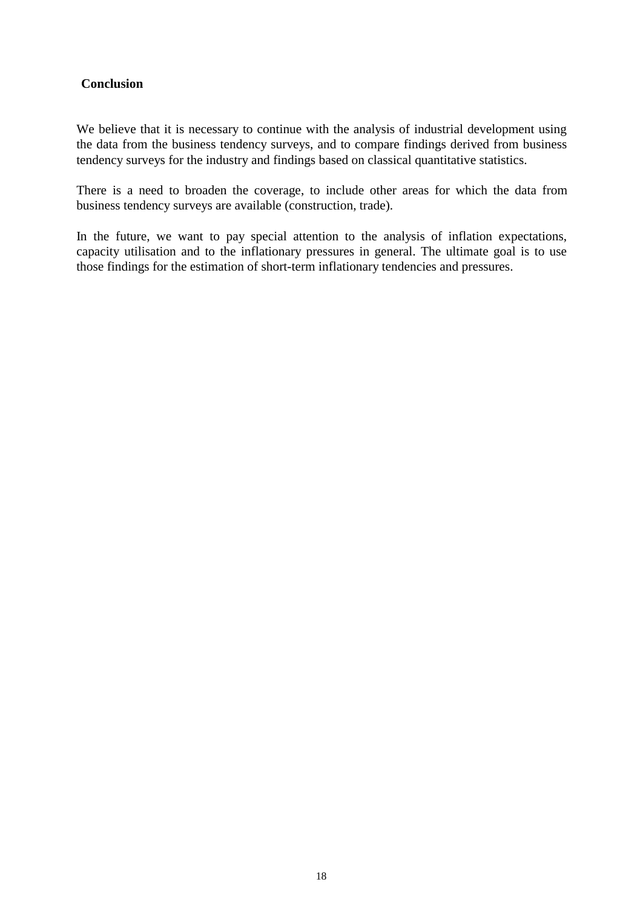## Conclusion

We believe that it is necessary to continue with the analysis of industrial development using the data from the business tendency surveys, and to compare findings derived from business tendency surveys for the industry and findings based on classical quantitative statistics.

There is a need to broaden the coverage, to include other areas for which the data from business tendency surveys are available (construction, trade).

In the future, we want to pay special attention to the analysis of inflation expectations, capacity utilisation and to the inflationary pressures in general. The ultimate goal is to use those findings for the estimation of short-term inflationary tendencies and pressures.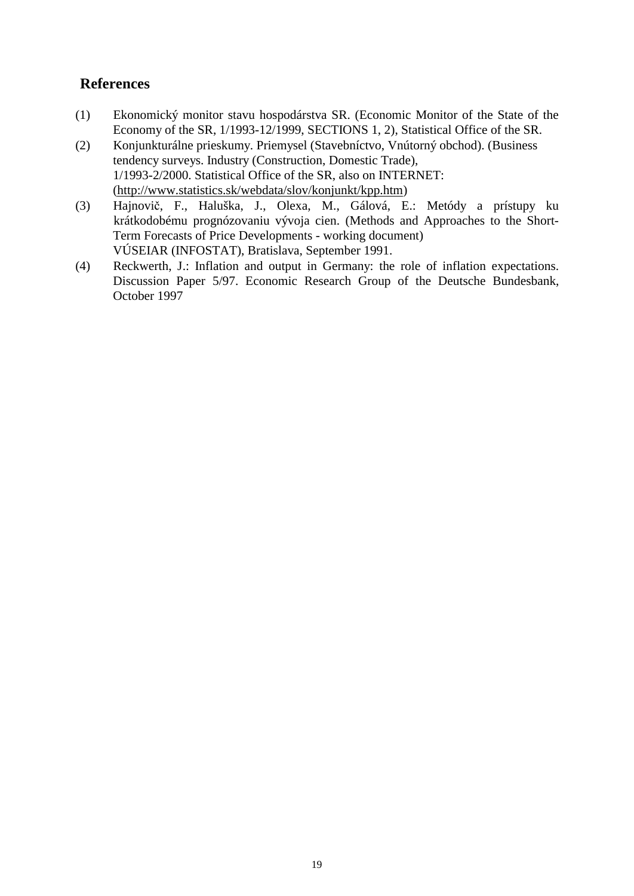## References

(1) Ekonomický monitor stavu hospodárstva SR. (Economic Monitor of the State of the Economy of the SR, 1/1993-12/1999, SECTIONS 1, 2), Statistical Office of the SR.

(2) Konjunkturálne prieskumy. Priemysel (Stavebníctvo, Vnútorný obchod). (Business tendency surveys. Industry (Construction, Domestic Trade), 1/1993-2/2000. Statistical Office of the SR, also on INTERNET: (http://www.statistics.sk/webdata/slov/konjunkt/kpp.htm)

(3) Hajnovič, F., Haluška, J., Olexa, M., Gálová, E.: Metódy a prístupy ku krátkodobému prognózovaniu vývoja cien. (Methods and Approaches to the Short-Term Forecasts of Price Developments - working document) VÚSEIAR (INFOSTAT), Bratislava, September 1991.

(4) Reckwerth, J.: Inflation and output in Germany: the role of inflation expectations. Discussion Paper 5/97. Economic Research Group of the Deutsche Bundesbank, October 1997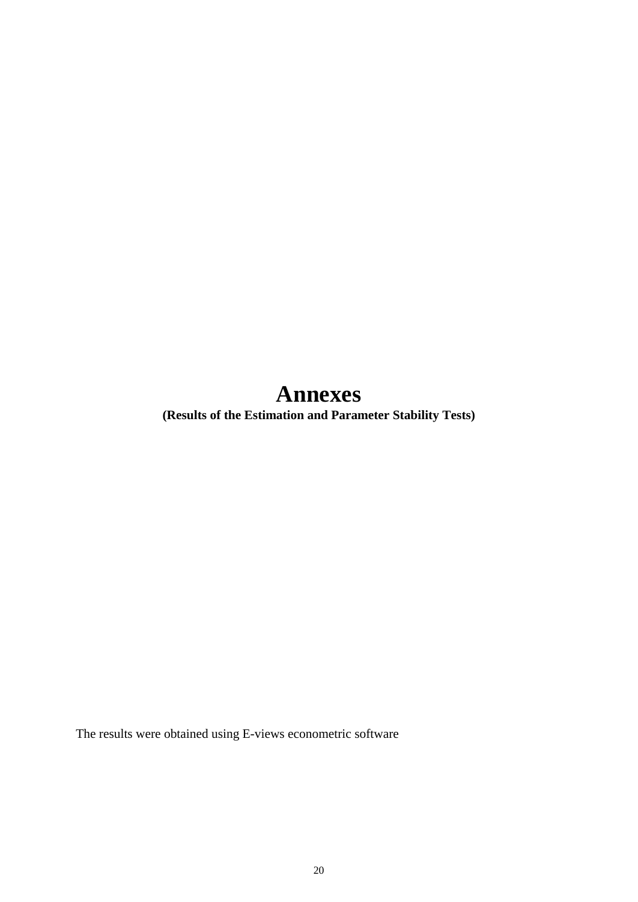# Annexes

**(Results of the Estimation and Parameter Stability Tests)**

The results were obtained using E-views econometric software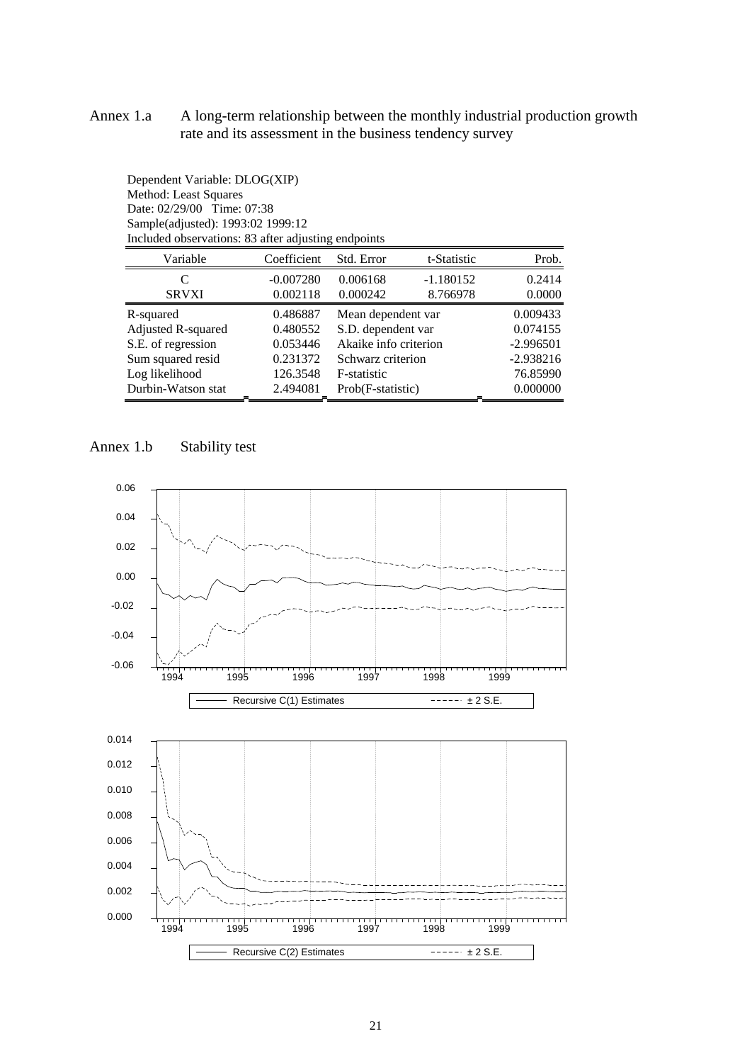## Annex 1.a A long-term relationship between the monthly industrial production growth rate and its assessment in the business tendency survey

Dependent Variable: DLOG(XIP)
Method: Least Squares
Date: 02/29/00 Time: 07:38
Sample(adjusted): 1993:02 1999:12
Included observations: 83 after adjusting endpoints

| Variable | Coefficient | Std. Error | t-Statistic | Prob. |
|---|---|---|---|---|
| C | -0.007280 | 0.006168 | -1.180152 | 0.2414 |
| SRVXI | 0.002118 | 0.000242 | 8.766978 | 0.0000 |
| R-squared | 0.486887 | Mean dependent var | | 0.009433 |
| Adjusted R-squared | 0.480552 | S.D. dependent var | | 0.074155 |
| S.E. of regression | 0.053446 | Akaike info criterion | | -2.996501 |
| Sum squared resid | 0.231372 | Schwarz criterion | | -2.938216 |
| Log likelihood | 126.3548 | F-statistic | | 76.85990 |
| Durbin-Watson stat | 2.494081 | Prob(F-statistic) | | 0.000000 |

## Annex 1.b Stability test

Recursive C(1) Estimates ± 2 S.E.

Recursive C(2) Estimates ± 2 S.E.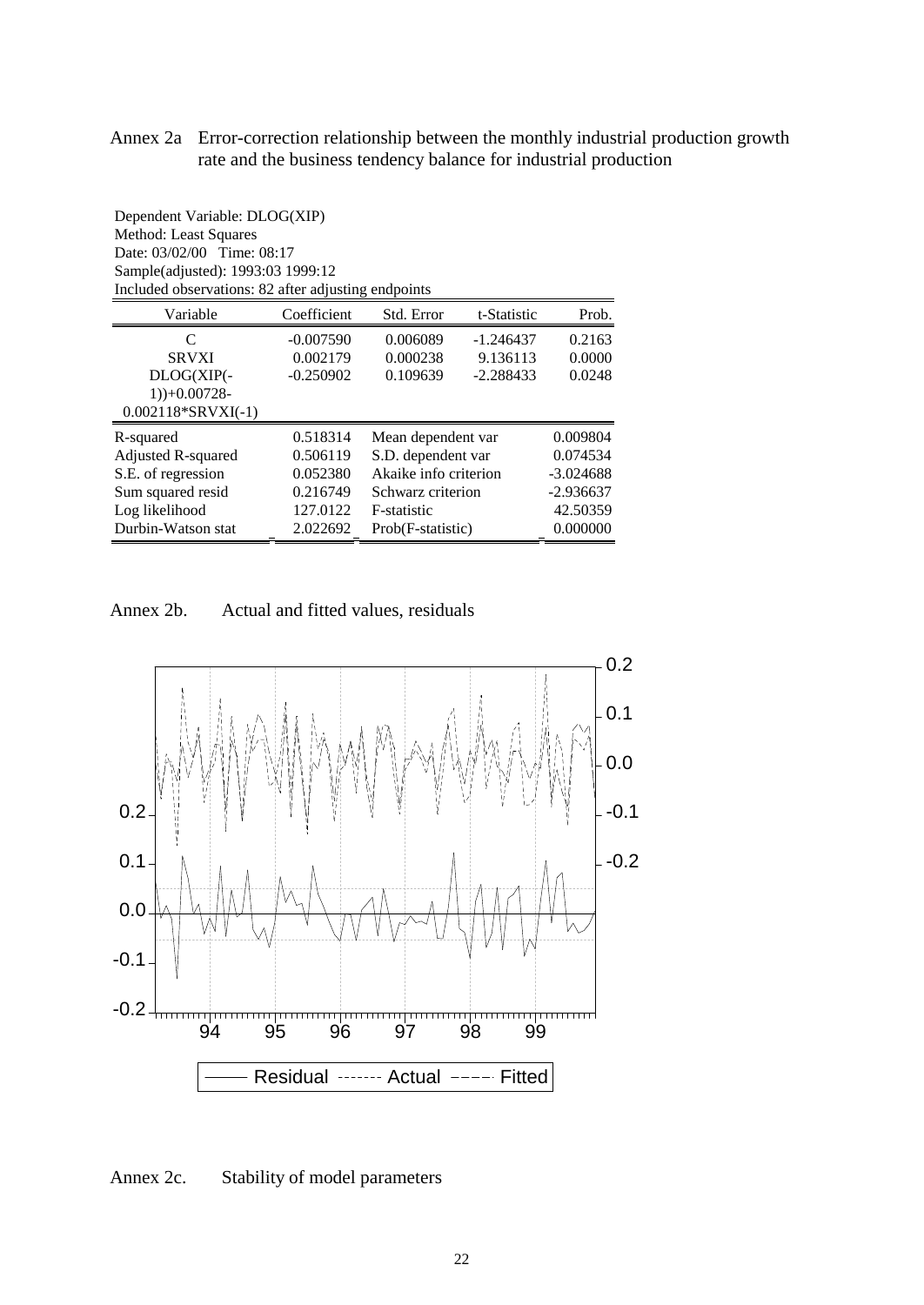Annex 2a Error-correction relationship between the monthly industrial production growth rate and the business tendency balance for industrial production

Dependent Variable: DLOG(XIP)
Method: Least Squares
Date: 03/02/00 Time: 08:17
Sample(adjusted): 1993:03 1999:12
Included observations: 82 after adjusting endpoints

| Variable | Coefficient | Std. Error | t-Statistic | Prob. |
| --- | --- | --- | --- | --- |
| C | -0.007590 | 0.006089 | -1.246437 | 0.2163 |
| SRVXI | 0.002179 | 0.000238 | 9.136113 | 0.0000 |
| DLOG(XIP(-1))+0.00728-0.002118*SRVXI(-1) | -0.250902 | 0.109639 | -2.288433 | 0.0248 |

| | | | |
| --- | --- | --- | --- |
| R-squared | 0.518314 | Mean dependent var | 0.009804 |
| Adjusted R-squared | 0.506119 | S.D. dependent var | 0.074534 |
| S.E. of regression | 0.052380 | Akaike info criterion | -3.024688 |
| Sum squared resid | 0.216749 | Schwarz criterion | -2.936637 |
| Log likelihood | 127.0122 | F-statistic | 42.50359 |
| Durbin-Watson stat | 2.022692 | Prob(F-statistic) | 0.000000 |

Annex 2b. Actual and fitted values, residuals

Annex 2c. Stability of model parameters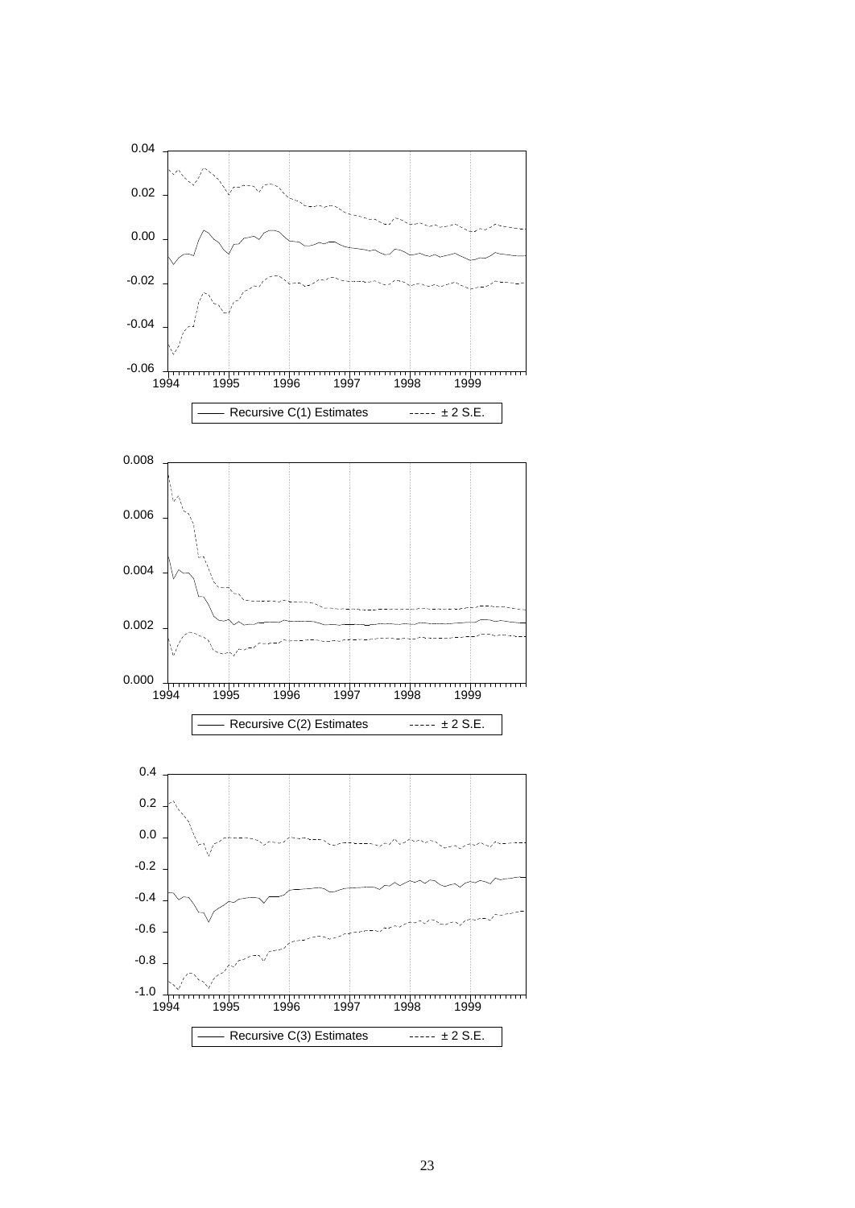Recursive C(1) Estimates ----- ± 2 S.E.

Recursive C(2) Estimates ----- ± 2 S.E.

Recursive C(3) Estimates ----- ± 2 S.E.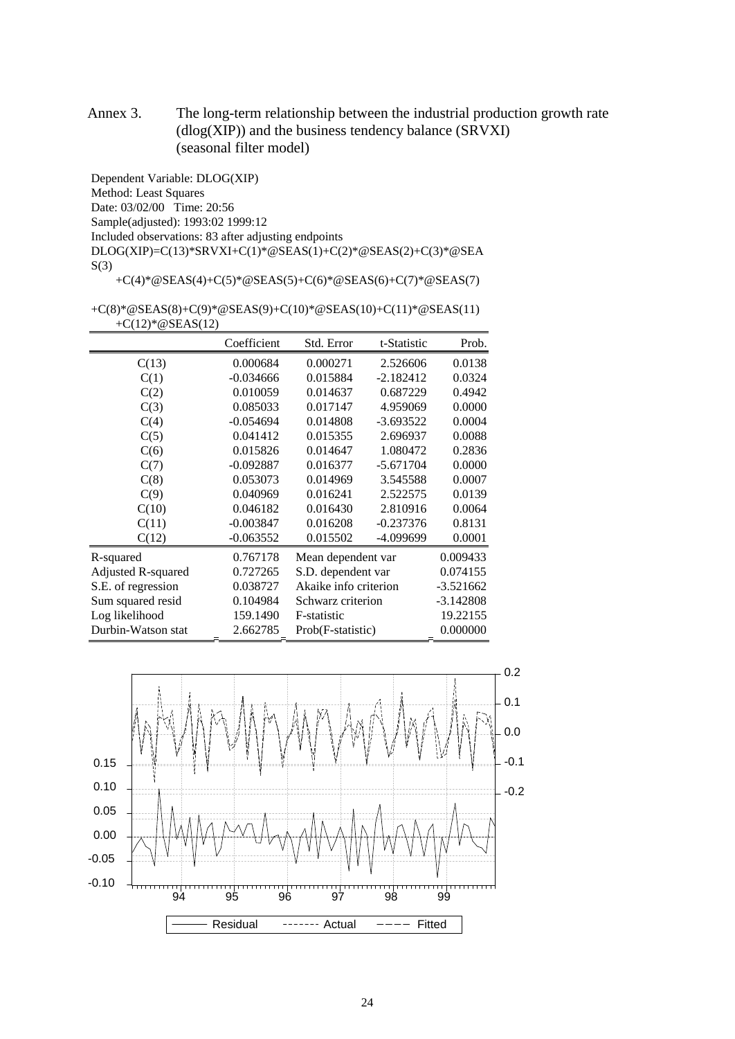Annex 3. The long-term relationship between the industrial production growth rate (dlog(XIP)) and the business tendency balance (SRVXI) (seasonal filter model)

Dependent Variable: DLOG(XIP)
Method: Least Squares
Date: 03/02/00 Time: 20:56
Sample(adjusted): 1993:02 1999:12
Included observations: 83 after adjusting endpoints
DLOG(XIP)=C(13)*SRVXI+C(1)*@SEAS(1)+C(2)*@SEAS(2)+C(3)*@SEAS(3)
+C(4)*@SEAS(4)+C(5)*@SEAS(5)+C(6)*@SEAS(6)+C(7)*@SEAS(7)
+C(8)*@SEAS(8)+C(9)*@SEAS(9)+C(10)*@SEAS(10)+C(11)*@SEAS(11)
+C(12)*@SEAS(12)

| | Coefficient | Std. Error | t-Statistic | Prob. |
|---|---|---|---|---|
| C(13) | 0.000684 | 0.000271 | 2.526606 | 0.0138 |
| C(1) | -0.034666 | 0.015884 | -2.182412 | 0.0324 |
| C(2) | 0.010059 | 0.014637 | 0.687229 | 0.4942 |
| C(3) | 0.085033 | 0.017147 | 4.959069 | 0.0000 |
| C(4) | -0.054694 | 0.014808 | -3.693522 | 0.0004 |
| C(5) | 0.041412 | 0.015355 | 2.696937 | 0.0088 |
| C(6) | 0.015826 | 0.014647 | 1.080472 | 0.2836 |
| C(7) | -0.092887 | 0.016377 | -5.671704 | 0.0000 |
| C(8) | 0.053073 | 0.014969 | 3.545588 | 0.0007 |
| C(9) | 0.040969 | 0.016241 | 2.522575 | 0.0139 |
| C(10) | 0.046182 | 0.016430 | 2.810916 | 0.0064 |
| C(11) | -0.003847 | 0.016208 | -0.237376 | 0.8131 |
| C(12) | -0.063552 | 0.015502 | -4.099699 | 0.0001 |

| | | | |
|---|---|---|---|
| R-squared | 0.767178 | Mean dependent var | 0.009433 |
| Adjusted R-squared | 0.727265 | S.D. dependent var | 0.074155 |
| S.E. of regression | 0.038727 | Akaike info criterion | -3.521662 |
| Sum squared resid | 0.104984 | Schwarz criterion | -3.142808 |
| Log likelihood | 159.1490 | F-statistic | 19.22155 |
| Durbin-Watson stat | 2.662785 | Prob(F-statistic) | 0.000000 |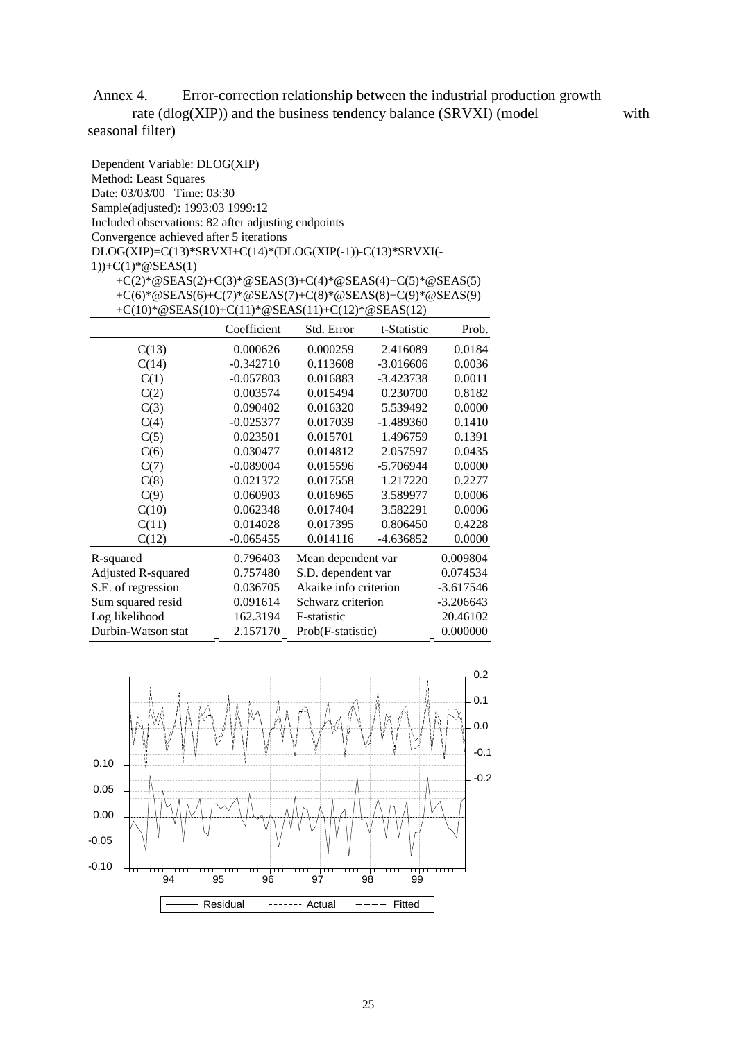Annex 4. Error-correction relationship between the industrial production growth rate (dlog(XIP)) and the business tendency balance (SRVXI) (model with seasonal filter)

```
Dependent Variable: DLOG(XIP)
Method: Least Squares
Date: 03/03/00   Time: 03:30
Sample(adjusted): 1993:03 1999:12
Included observations: 82 after adjusting endpoints
Convergence achieved after 5 iterations
DLOG(XIP)=C(13)*SRVXI+C(14)*(DLOG(XIP(-1))-C(13)*SRVXI(-
1))+C(1)*@SEAS(1)
    +C(2)*@SEAS(2)+C(3)*@SEAS(3)+C(4)*@SEAS(4)+C(5)*@SEAS(5)
    +C(6)*@SEAS(6)+C(7)*@SEAS(7)+C(8)*@SEAS(8)+C(9)*@SEAS(9)
    +C(10)*@SEAS(10)+C(11)*@SEAS(11)+C(12)*@SEAS(12)
```

| | Coefficient | Std. Error | t-Statistic | Prob. |
|---|---|---|---|---|
| C(13) | 0.000626 | 0.000259 | 2.416089 | 0.0184 |
| C(14) | -0.342710 | 0.113608 | -3.016606 | 0.0036 |
| C(1) | -0.057803 | 0.016883 | -3.423738 | 0.0011 |
| C(2) | 0.003574 | 0.015494 | 0.230700 | 0.8182 |
| C(3) | 0.090402 | 0.016320 | 5.539492 | 0.0000 |
| C(4) | -0.025377 | 0.017039 | -1.489360 | 0.1410 |
| C(5) | 0.023501 | 0.015701 | 1.496759 | 0.1391 |
| C(6) | 0.030477 | 0.014812 | 2.057597 | 0.0435 |
| C(7) | -0.089004 | 0.015596 | -5.706944 | 0.0000 |
| C(8) | 0.021372 | 0.017558 | 1.217220 | 0.2277 |
| C(9) | 0.060903 | 0.016965 | 3.589977 | 0.0006 |
| C(10) | 0.062348 | 0.017404 | 3.582291 | 0.0006 |
| C(11) | 0.014028 | 0.017395 | 0.806450 | 0.4228 |
| C(12) | -0.065455 | 0.014116 | -4.636852 | 0.0000 |

| | | | |
|---|---|---|---|
| R-squared | 0.796403 | Mean dependent var | 0.009804 |
| Adjusted R-squared | 0.757480 | S.D. dependent var | 0.074534 |
| S.E. of regression | 0.036705 | Akaike info criterion | -3.617546 |
| Sum squared resid | 0.091614 | Schwarz criterion | -3.206643 |
| Log likelihood | 162.3194 | F-statistic | 20.46102 |
| Durbin-Watson stat | 2.157170 | Prob(F-statistic) | 0.000000 |

Residual ------- Actual ---- Fitted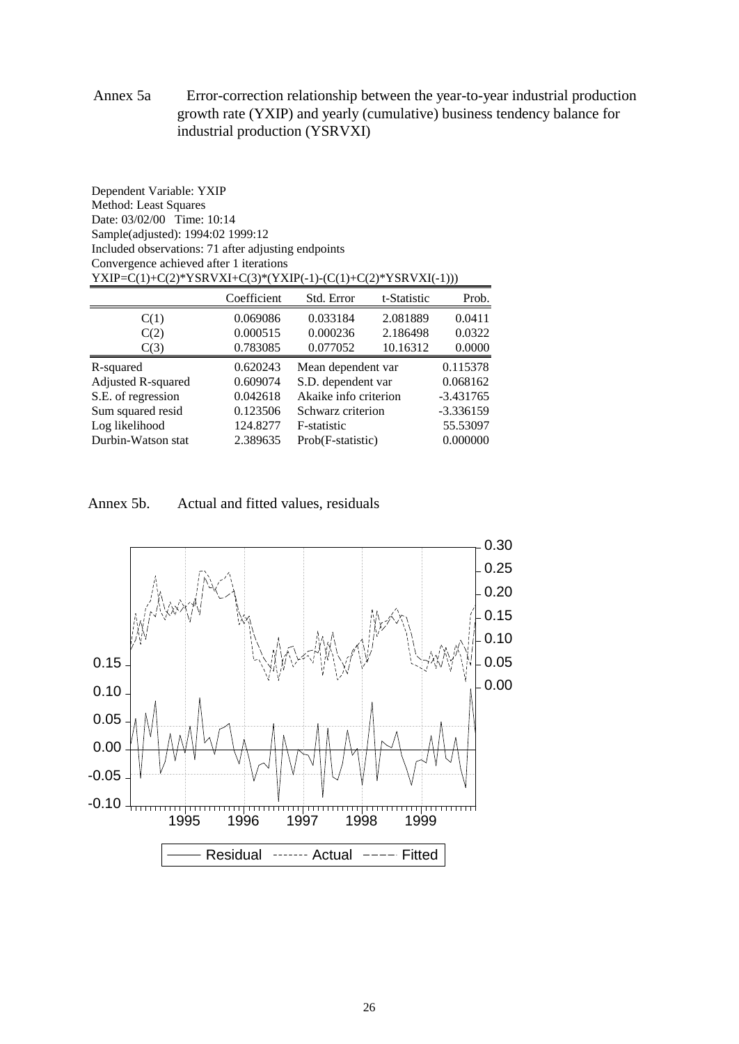Annex 5a Error-correction relationship between the year-to-year industrial production growth rate (YXIP) and yearly (cumulative) business tendency balance for industrial production (YSRVXI)

Dependent Variable: YXIP
Method: Least Squares
Date: 03/02/00 Time: 10:14
Sample(adjusted): 1994:02 1999:12
Included observations: 71 after adjusting endpoints
Convergence achieved after 1 iterations
YXIP=C(1)+C(2)*YSRVXI+C(3)*(YXIP(-1)-(C(1)+C(2)*YSRVXI(-1)))

| | Coefficient | Std. Error | t-Statistic | Prob. |
|---|---|---|---|---|
| C(1) | 0.069086 | 0.033184 | 2.081889 | 0.0411 |
| C(2) | 0.000515 | 0.000236 | 2.186498 | 0.0322 |
| C(3) | 0.783085 | 0.077052 | 10.16312 | 0.0000 |

| | | | |
|---|---|---|---|
| R-squared | 0.620243 | Mean dependent var | 0.115378 |
| Adjusted R-squared | 0.609074 | S.D. dependent var | 0.068162 |
| S.E. of regression | 0.042618 | Akaike info criterion | -3.431765 |
| Sum squared resid | 0.123506 | Schwarz criterion | -3.336159 |
| Log likelihood | 124.8277 | F-statistic | 55.53097 |
| Durbin-Watson stat | 2.389635 | Prob(F-statistic) | 0.000000 |

Annex 5b. Actual and fitted values, residuals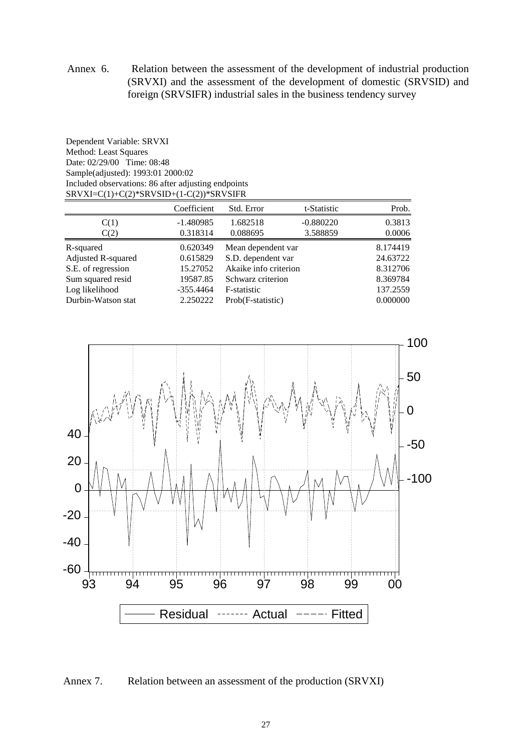Annex 6. Relation between the assessment of the development of industrial production (SRVXI) and the assessment of the development of domestic (SRVSID) and foreign (SRVSIFR) industrial sales in the business tendency survey

Dependent Variable: SRVXI
Method: Least Squares
Date: 02/29/00 Time: 08:48
Sample(adjusted): 1993:01 2000:02
Included observations: 86 after adjusting endpoints
SRVXI=C(1)+C(2)*SRVSID+(1-C(2))*SRVSIFR

| | Coefficient | Std. Error | t-Statistic | Prob. |
|---|---|---|---|---|
| C(1) | -1.480985 | 1.682518 | -0.880220 | 0.3813 |
| C(2) | 0.318314 | 0.088695 | 3.588859 | 0.0006 |

| | | | |
|---|---|---|---|
| R-squared | 0.620349 | Mean dependent var | 8.174419 |
| Adjusted R-squared | 0.615829 | S.D. dependent var | 24.63722 |
| S.E. of regression | 15.27052 | Akaike info criterion | 8.312706 |
| Sum squared resid | 19587.85 | Schwarz criterion | 8.369784 |
| Log likelihood | -355.4464 | F-statistic | 137.2559 |
| Durbin-Watson stat | 2.250222 | Prob(F-statistic) | 0.000000 |

Annex 7. Relation between an assessment of the production (SRVXI)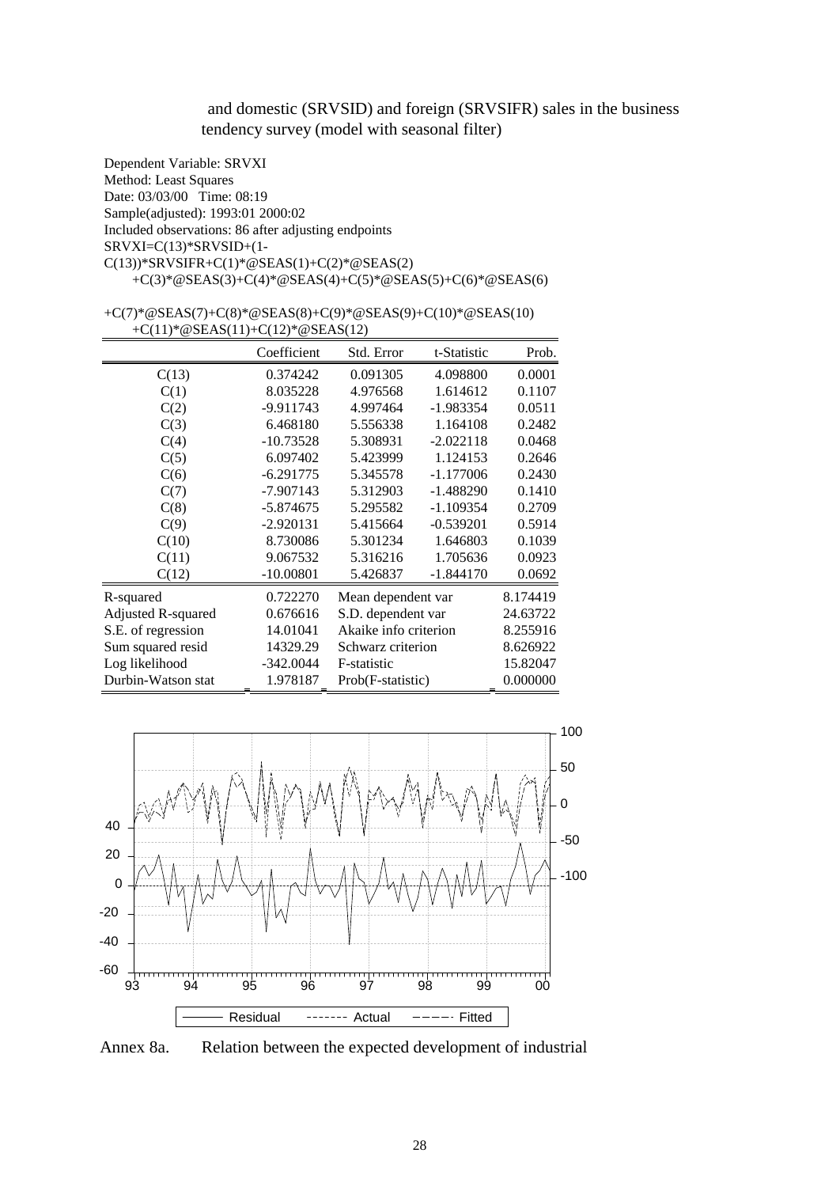and domestic (SRVSID) and foreign (SRVSIFR) sales in the business tendency survey (model with seasonal filter)

Dependent Variable: SRVXI
Method: Least Squares
Date: 03/03/00 Time: 08:19
Sample(adjusted): 1993:01 2000:02
Included observations: 86 after adjusting endpoints
SRVXI=C(13)*SRVSID+(1-C(13))*SRVSIFR+C(1)*@SEAS(1)+C(2)*@SEAS(2)
+C(3)*@SEAS(3)+C(4)*@SEAS(4)+C(5)*@SEAS(5)+C(6)*@SEAS(6)
+C(7)*@SEAS(7)+C(8)*@SEAS(8)+C(9)*@SEAS(9)+C(10)*@SEAS(10)
+C(11)*@SEAS(11)+C(12)*@SEAS(12)

| | Coefficient | Std. Error | t-Statistic | Prob. |
|---|---|---|---|---|
| C(13) | 0.374242 | 0.091305 | 4.098800 | 0.0001 |
| C(1) | 8.035228 | 4.976568 | 1.614612 | 0.1107 |
| C(2) | -9.911743 | 4.997464 | -1.983354 | 0.0511 |
| C(3) | 6.468180 | 5.556338 | 1.164108 | 0.2482 |
| C(4) | -10.73528 | 5.308931 | -2.022118 | 0.0468 |
| C(5) | 6.097402 | 5.423999 | 1.124153 | 0.2646 |
| C(6) | -6.291775 | 5.345578 | -1.177006 | 0.2430 |
| C(7) | -7.907143 | 5.312903 | -1.488290 | 0.1410 |
| C(8) | -5.874675 | 5.295582 | -1.109354 | 0.2709 |
| C(9) | -2.920131 | 5.415664 | -0.539201 | 0.5914 |
| C(10) | 8.730086 | 5.301234 | 1.646803 | 0.1039 |
| C(11) | 9.067532 | 5.316216 | 1.705636 | 0.0923 |
| C(12) | -10.00801 | 5.426837 | -1.844170 | 0.0692 |

| | | | |
|---|---|---|---|
| R-squared | 0.722270 | Mean dependent var | 8.174419 |
| Adjusted R-squared | 0.676616 | S.D. dependent var | 24.63722 |
| S.E. of regression | 14.01041 | Akaike info criterion | 8.255916 |
| Sum squared resid | 14329.29 | Schwarz criterion | 8.626922 |
| Log likelihood | -342.0044 | F-statistic | 15.82047 |
| Durbin-Watson stat | 1.978187 | Prob(F-statistic) | 0.000000 |

Annex 8a. Relation between the expected development of industrial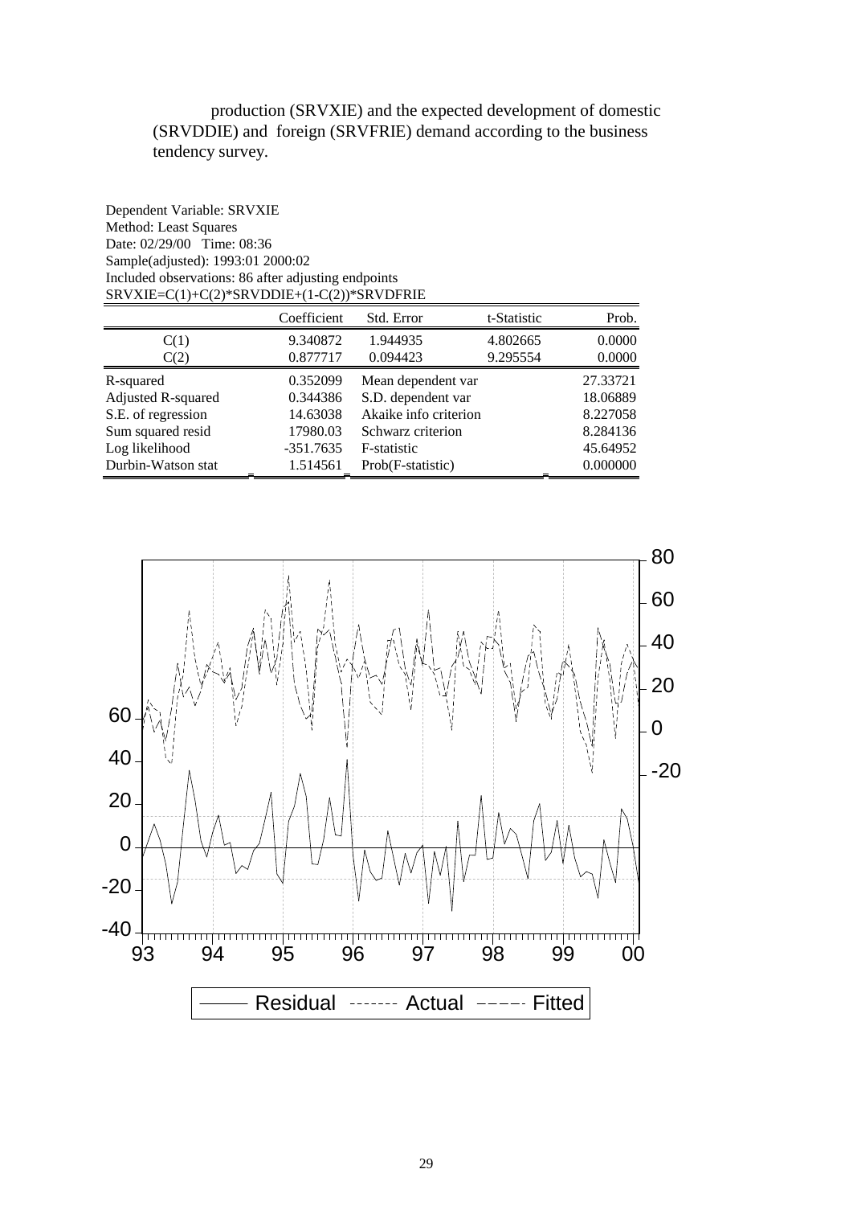production (SRVXIE) and the expected development of domestic (SRVDDIE) and foreign (SRVFRIE) demand according to the business tendency survey.

Dependent Variable: SRVXIE
Method: Least Squares
Date: 02/29/00 Time: 08:36
Sample(adjusted): 1993:01 2000:02
Included observations: 86 after adjusting endpoints
SRVXIE=C(1)+C(2)*SRVDDIE+(1-C(2))*SRVDFRIE

| | Coefficient | Std. Error | t-Statistic | Prob. |
|---|---|---|---|---|
| C(1) | 9.340872 | 1.944935 | 4.802665 | 0.0000 |
| C(2) | 0.877717 | 0.094423 | 9.295554 | 0.0000 |

| | | | |
|---|---|---|---|
| R-squared | 0.352099 | Mean dependent var | 27.33721 |
| Adjusted R-squared | 0.344386 | S.D. dependent var | 18.06889 |
| S.E. of regression | 14.63038 | Akaike info criterion | 8.227058 |
| Sum squared resid | 17980.03 | Schwarz criterion | 8.284136 |
| Log likelihood | -351.7635 | F-statistic | 45.64952 |
| Durbin-Watson stat | 1.514561 | Prob(F-statistic) | 0.000000 |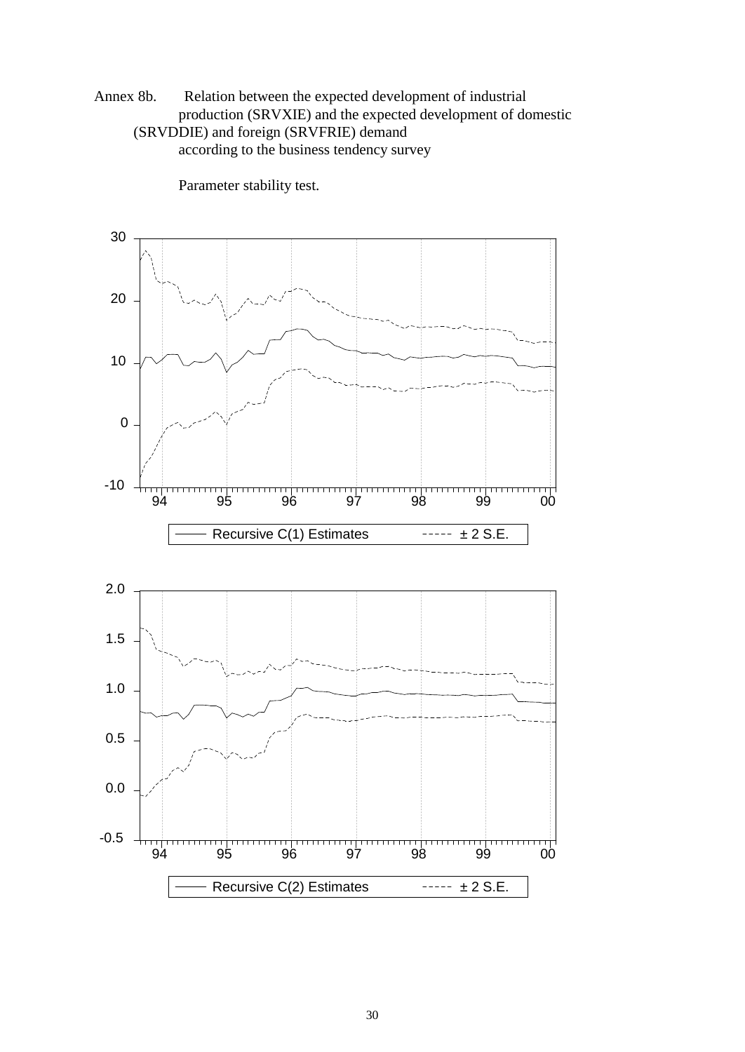Annex 8b. Relation between the expected development of industrial production (SRVXIE) and the expected development of domestic (SRVDDIE) and foreign (SRVFRIE) demand according to the business tendency survey

Parameter stability test.

30
20
10
0
-10
94 95 96 97 98 99 00

Recursive C(1) Estimates
± 2 S.E.

2.0
1.5
1.0
0.5
0.0
-0.5
94 95 96 97 98 99 00

Recursive C(2) Estimates
± 2 S.E.